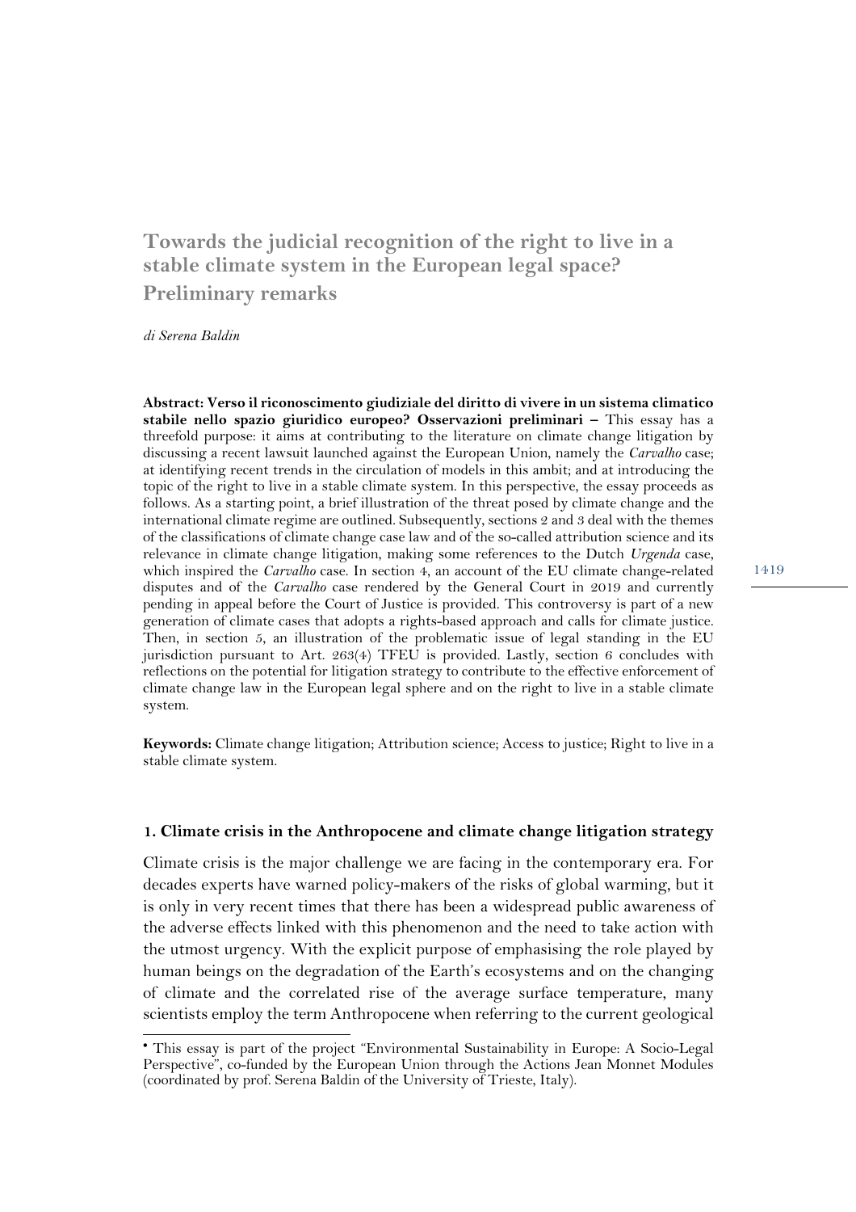# Towards the judicial recognition of the right to live in a stable climate system in the European legal space? Preliminary remarks

*di Serena Baldin*

**Abstract: Verso il riconoscimento giudiziale del diritto di vivere in un sistema climatico stabile nello spazio giuridico europeo? Osservazioni preliminari –** This essay has a threefold purpose: it aims at contributing to the literature on climate change litigation by discussing a recent lawsuit launched against the European Union, namely the *Carvalho* case; at identifying recent trends in the circulation of models in this ambit; and at introducing the topic of the right to live in a stable climate system. In this perspective, the essay proceeds as follows. As a starting point, a brief illustration of the threat posed by climate change and the international climate regime are outlined. Subsequently, sections 2 and 3 deal with the themes of the classifications of climate change case law and of the so-called attribution science and its relevance in climate change litigation, making some references to the Dutch *Urgenda* case, which inspired the *Carvalho* case. In section 4, an account of the EU climate change-related disputes and of the *Carvalho* case rendered by the General Court in 2019 and currently pending in appeal before the Court of Justice is provided. This controversy is part of a new generation of climate cases that adopts a rights-based approach and calls for climate justice. Then, in section 5, an illustration of the problematic issue of legal standing in the EU jurisdiction pursuant to Art. 263(4) TFEU is provided. Lastly, section 6 concludes with reflections on the potential for litigation strategy to contribute to the effective enforcement of climate change law in the European legal sphere and on the right to live in a stable climate system.

**Keywords:** Climate change litigation; Attribution science; Access to justice; Right to live in a stable climate system.

## 1. Climate crisis in the Anthropocene and climate change litigation strategy

Climate crisis is the major challenge we are facing in the contemporary era. For decades experts have warned policy-makers of the risks of global warming, but it is only in very recent times that there has been a widespread public awareness of the adverse effects linked with this phenomenon and the need to take action with the utmost urgency. With the explicit purpose of emphasising the role played by human beings on the degradation of the Earth's ecosystems and on the changing of climate and the correlated rise of the average surface temperature, many scientists employ the term Anthropocene when referring to the current geological

• This essay is part of the project "Environmental Sustainability in Europe: A Socio-Legal Perspective", co-funded by the European Union through the Actions Jean Monnet Modules (coordinated by prof. Serena Baldin of the University of Trieste, Italy).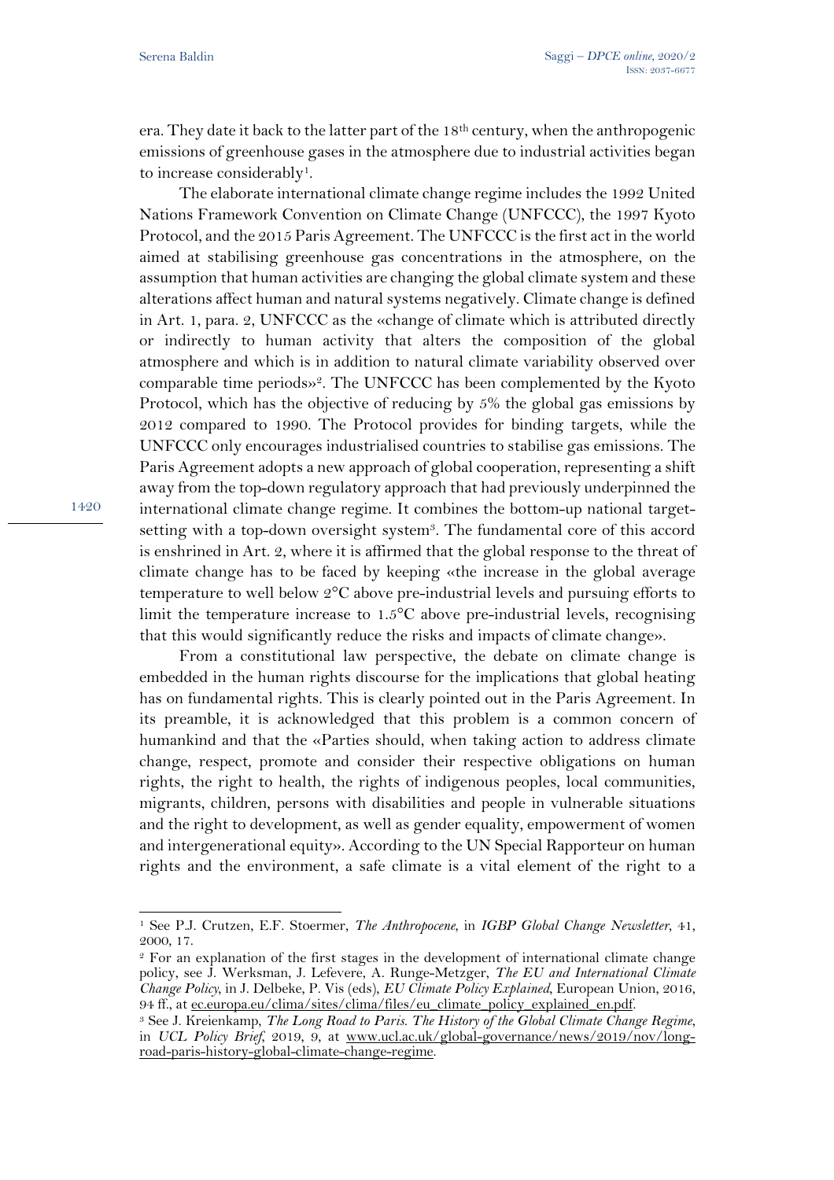era. They date it back to the latter part of the 18th century, when the anthropogenic emissions of greenhouse gases in the atmosphere due to industrial activities began to increase considerably[1].

The elaborate international climate change regime includes the 1992 United Nations Framework Convention on Climate Change (UNFCCC), the 1997 Kyoto Protocol, and the 2015 Paris Agreement. The UNFCCC is the first act in the world aimed at stabilising greenhouse gas concentrations in the atmosphere, on the assumption that human activities are changing the global climate system and these alterations affect human and natural systems negatively. Climate change is defined in Art. 1, para. 2, UNFCCC as the «change of climate which is attributed directly or indirectly to human activity that alters the composition of the global atmosphere and which is in addition to natural climate variability observed over comparable time periods»[2]. The UNFCCC has been complemented by the Kyoto Protocol, which has the objective of reducing by 5% the global gas emissions by 2012 compared to 1990. The Protocol provides for binding targets, while the UNFCCC only encourages industrialised countries to stabilise gas emissions. The Paris Agreement adopts a new approach of global cooperation, representing a shift away from the top-down regulatory approach that had previously underpinned the international climate change regime. It combines the bottom-up national target-setting with a top-down oversight system[3]. The fundamental core of this accord is enshrined in Art. 2, where it is affirmed that the global response to the threat of climate change has to be faced by keeping «the increase in the global average temperature to well below 2°C above pre-industrial levels and pursuing efforts to limit the temperature increase to 1.5°C above pre-industrial levels, recognising that this would significantly reduce the risks and impacts of climate change».

From a constitutional law perspective, the debate on climate change is embedded in the human rights discourse for the implications that global heating has on fundamental rights. This is clearly pointed out in the Paris Agreement. In its preamble, it is acknowledged that this problem is a common concern of humankind and that the «Parties should, when taking action to address climate change, respect, promote and consider their respective obligations on human rights, the right to health, the rights of indigenous peoples, local communities, migrants, children, persons with disabilities and people in vulnerable situations and the right to development, as well as gender equality, empowerment of women and intergenerational equity». According to the UN Special Rapporteur on human rights and the environment, a safe climate is a vital element of the right to a

---

[1] See P.J. Crutzen, E.F. Stoermer, *The Anthropocene*, in *IGBP Global Change Newsletter*, 41, 2000, 17.

[2] For an explanation of the first stages in the development of international climate change policy, see J. Werksman, J. Lefevere, A. Runge-Metzger, *The EU and International Climate Change Policy*, in J. Delbeke, P. Vis (eds), *EU Climate Policy Explained*, European Union, 2016, 94 ff., at ec.europa.eu/clima/sites/clima/files/eu_climate_policy_explained_en.pdf.

[3] See J. Kreienkamp, *The Long Road to Paris. The History of the Global Climate Change Regime*, in *UCL Policy Brief*, 2019, 9, at www.ucl.ac.uk/global-governance/news/2019/nov/long-road-paris-history-global-climate-change-regime.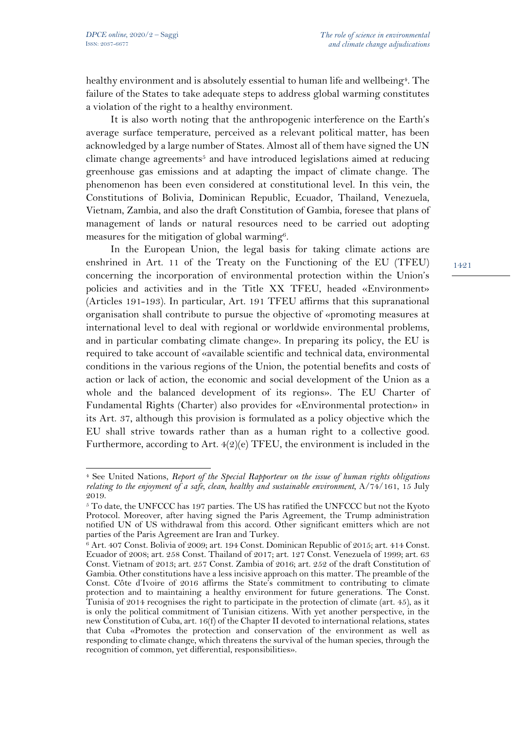healthy environment and is absolutely essential to human life and wellbeing[4]. The failure of the States to take adequate steps to address global warming constitutes a violation of the right to a healthy environment.

It is also worth noting that the anthropogenic interference on the Earth's average surface temperature, perceived as a relevant political matter, has been acknowledged by a large number of States. Almost all of them have signed the UN climate change agreements[5] and have introduced legislations aimed at reducing greenhouse gas emissions and at adapting the impact of climate change. The phenomenon has been even considered at constitutional level. In this vein, the Constitutions of Bolivia, Dominican Republic, Ecuador, Thailand, Venezuela, Vietnam, Zambia, and also the draft Constitution of Gambia, foresee that plans of management of lands or natural resources need to be carried out adopting measures for the mitigation of global warming[6].

In the European Union, the legal basis for taking climate actions are enshrined in Art. 11 of the Treaty on the Functioning of the EU (TFEU) concerning the incorporation of environmental protection within the Union's policies and activities and in the Title XX TFEU, headed «Environment» (Articles 191-193). In particular, Art. 191 TFEU affirms that this supranational organisation shall contribute to pursue the objective of «promoting measures at international level to deal with regional or worldwide environmental problems, and in particular combating climate change». In preparing its policy, the EU is required to take account of «available scientific and technical data, environmental conditions in the various regions of the Union, the potential benefits and costs of action or lack of action, the economic and social development of the Union as a whole and the balanced development of its regions». The EU Charter of Fundamental Rights (Charter) also provides for «Environmental protection» in its Art. 37, although this provision is formulated as a policy objective which the EU shall strive towards rather than as a human right to a collective good. Furthermore, according to Art. 4(2)(e) TFEU, the environment is included in the

---

[4] See United Nations, *Report of the Special Rapporteur on the issue of human rights obligations relating to the enjoyment of a safe, clean, healthy and sustainable environment*, A/74/161, 15 July 2019.

[5] To date, the UNFCCC has 197 parties. The US has ratified the UNFCCC but not the Kyoto Protocol. Moreover, after having signed the Paris Agreement, the Trump administration notified UN of US withdrawal from this accord. Other significant emitters which are not parties of the Paris Agreement are Iran and Turkey.

[6] Art. 407 Const. Bolivia of 2009; art. 194 Const. Dominican Republic of 2015; art. 414 Const. Ecuador of 2008; art. 258 Const. Thailand of 2017; art. 127 Const. Venezuela of 1999; art. 63 Const. Vietnam of 2013; art. 257 Const. Zambia of 2016; art. 252 of the draft Constitution of Gambia. Other constitutions have a less incisive approach on this matter. The preamble of the Const. Côte d'Ivoire of 2016 affirms the State's commitment to contributing to climate protection and to maintaining a healthy environment for future generations. The Const. Tunisia of 2014 recognises the right to participate in the protection of climate (art. 45), as it is only the political commitment of Tunisian citizens. With yet another perspective, in the new Constitution of Cuba, art. 16(f) of the Chapter II devoted to international relations, states that Cuba «Promotes the protection and conservation of the environment as well as responding to climate change, which threatens the survival of the human species, through the recognition of common, yet differential, responsibilities».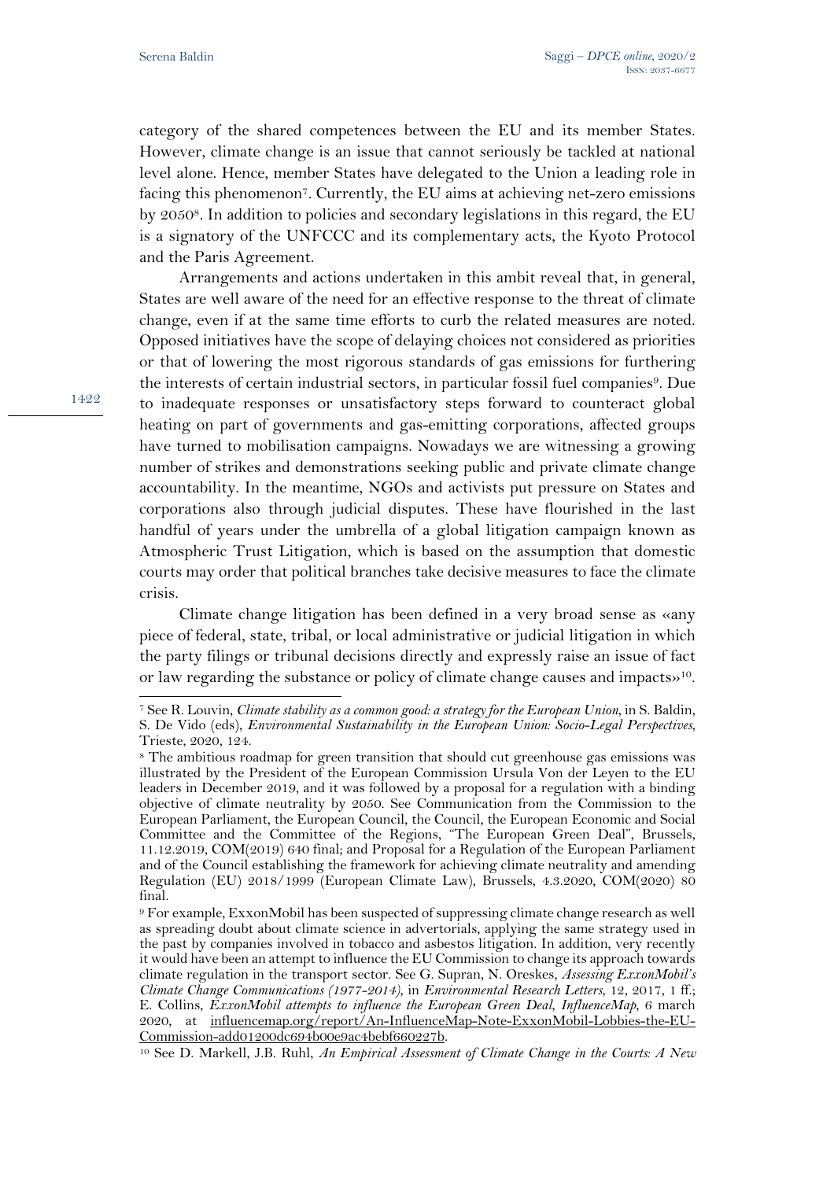category of the shared competences between the EU and its member States. However, climate change is an issue that cannot seriously be tackled at national level alone. Hence, member States have delegated to the Union a leading role in facing this phenomenon[7]. Currently, the EU aims at achieving net-zero emissions by 2050[8]. In addition to policies and secondary legislations in this regard, the EU is a signatory of the UNFCCC and its complementary acts, the Kyoto Protocol and the Paris Agreement.

Arrangements and actions undertaken in this ambit reveal that, in general, States are well aware of the need for an effective response to the threat of climate change, even if at the same time efforts to curb the related measures are noted. Opposed initiatives have the scope of delaying choices not considered as priorities or that of lowering the most rigorous standards of gas emissions for furthering the interests of certain industrial sectors, in particular fossil fuel companies[9]. Due to inadequate responses or unsatisfactory steps forward to counteract global heating on part of governments and gas-emitting corporations, affected groups have turned to mobilisation campaigns. Nowadays we are witnessing a growing number of strikes and demonstrations seeking public and private climate change accountability. In the meantime, NGOs and activists put pressure on States and corporations also through judicial disputes. These have flourished in the last handful of years under the umbrella of a global litigation campaign known as Atmospheric Trust Litigation, which is based on the assumption that domestic courts may order that political branches take decisive measures to face the climate crisis.

Climate change litigation has been defined in a very broad sense as «any piece of federal, state, tribal, or local administrative or judicial litigation in which the party filings or tribunal decisions directly and expressly raise an issue of fact or law regarding the substance or policy of climate change causes and impacts»[10].

---

[7] See R. Louvin, *Climate stability as a common good: a strategy for the European Union*, in S. Baldin, S. De Vido (eds), *Environmental Sustainability in the European Union: Socio-Legal Perspectives*, Trieste, 2020, 124.

[8] The ambitious roadmap for green transition that should cut greenhouse gas emissions was illustrated by the President of the European Commission Ursula Von der Leyen to the EU leaders in December 2019, and it was followed by a proposal for a regulation with a binding objective of climate neutrality by 2050. See Communication from the Commission to the European Parliament, the European Council, the Council, the European Economic and Social Committee and the Committee of the Regions, "The European Green Deal", Brussels, 11.12.2019, COM(2019) 640 final; and Proposal for a Regulation of the European Parliament and of the Council establishing the framework for achieving climate neutrality and amending Regulation (EU) 2018/1999 (European Climate Law), Brussels, 4.3.2020, COM(2020) 80 final.

[9] For example, ExxonMobil has been suspected of suppressing climate change research as well as spreading doubt about climate science in advertorials, applying the same strategy used in the past by companies involved in tobacco and asbestos litigation. In addition, very recently it would have been an attempt to influence the EU Commission to change its approach towards climate regulation in the transport sector. See G. Supran, N. Oreskes, *Assessing ExxonMobil's Climate Change Communications (1977-2014)*, in *Environmental Research Letters*, 12, 2017, 1 ff.; E. Collins, *ExxonMobil attempts to influence the European Green Deal*, *InfluenceMap*, 6 march 2020, at influencemap.org/report/An-InfluenceMap-Note-ExxonMobil-Lobbies-the-EU-Commission-add01200dc694b00e9ac4bebf660227b.

[10] See D. Markell, J.B. Ruhl, *An Empirical Assessment of Climate Change in the Courts: A New*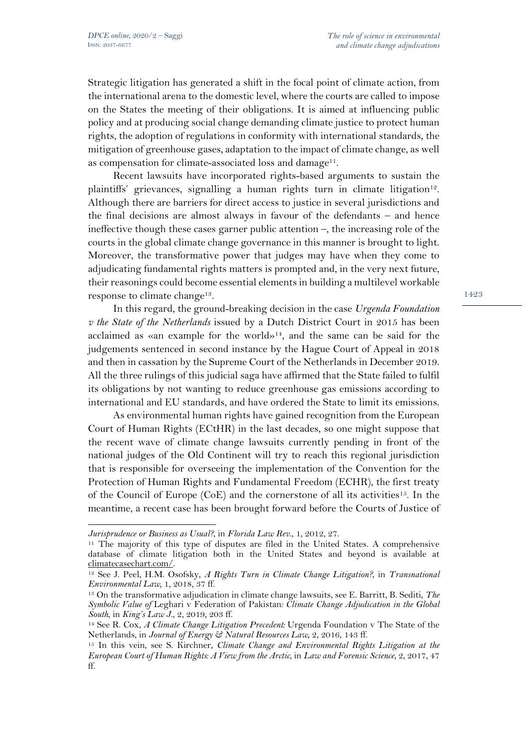Strategic litigation has generated a shift in the focal point of climate action, from the international arena to the domestic level, where the courts are called to impose on the States the meeting of their obligations. It is aimed at influencing public policy and at producing social change demanding climate justice to protect human rights, the adoption of regulations in conformity with international standards, the mitigation of greenhouse gases, adaptation to the impact of climate change, as well as compensation for climate-associated loss and damage[11].

Recent lawsuits have incorporated rights-based arguments to sustain the plaintiffs' grievances, signalling a human rights turn in climate litigation[12]. Although there are barriers for direct access to justice in several jurisdictions and the final decisions are almost always in favour of the defendants – and hence ineffective though these cases garner public attention –, the increasing role of the courts in the global climate change governance in this manner is brought to light. Moreover, the transformative power that judges may have when they come to adjudicating fundamental rights matters is prompted and, in the very next future, their reasonings could become essential elements in building a multilevel workable response to climate change[13].

In this regard, the ground-breaking decision in the case *Urgenda Foundation v the State of the Netherlands* issued by a Dutch District Court in 2015 has been acclaimed as «an example for the world»[14], and the same can be said for the judgements sentenced in second instance by the Hague Court of Appeal in 2018 and then in cassation by the Supreme Court of the Netherlands in December 2019. All the three rulings of this judicial saga have affirmed that the State failed to fulfil its obligations by not wanting to reduce greenhouse gas emissions according to international and EU standards, and have ordered the State to limit its emissions.

As environmental human rights have gained recognition from the European Court of Human Rights (ECtHR) in the last decades, so one might suppose that the recent wave of climate change lawsuits currently pending in front of the national judges of the Old Continent will try to reach this regional jurisdiction that is responsible for overseeing the implementation of the Convention for the Protection of Human Rights and Fundamental Freedom (ECHR), the first treaty of the Council of Europe (CoE) and the cornerstone of all its activities[15]. In the meantime, a recent case has been brought forward before the Courts of Justice of

---

*Jurisprudence or Business as Usual?*, in *Florida Law Rev.*, 1, 2012, 27.

[11] The majority of this type of disputes are filed in the United States. A comprehensive database of climate litigation both in the United States and beyond is available at climatecasechart.com/.

[12] See J. Peel, H.M. Osofsky, *A Rights Turn in Climate Change Litigation?*, in *Transnational Environmental Law*, 1, 2018, 37 ff.

[13] On the transformative adjudication in climate change lawsuits, see E. Barritt, B. Sediti, *The Symbolic Value of* Leghari v Federation of Pakistan*: Climate Change Adjudication in the Global South*, in *King's Law J.*, 2, 2019, 203 ff.

[14] See R. Cox, *A Climate Change Litigation Precedent:* Urgenda Foundation v The State of the Netherlands, in *Journal of Energy & Natural Resources Law*, 2, 2016, 143 ff.

[15] In this vein, see S. Kirchner, *Climate Change and Environmental Rights Litigation at the European Court of Human Rights: A View from the Arctic*, in *Law and Forensic Science*, 2, 2017, 47 ff.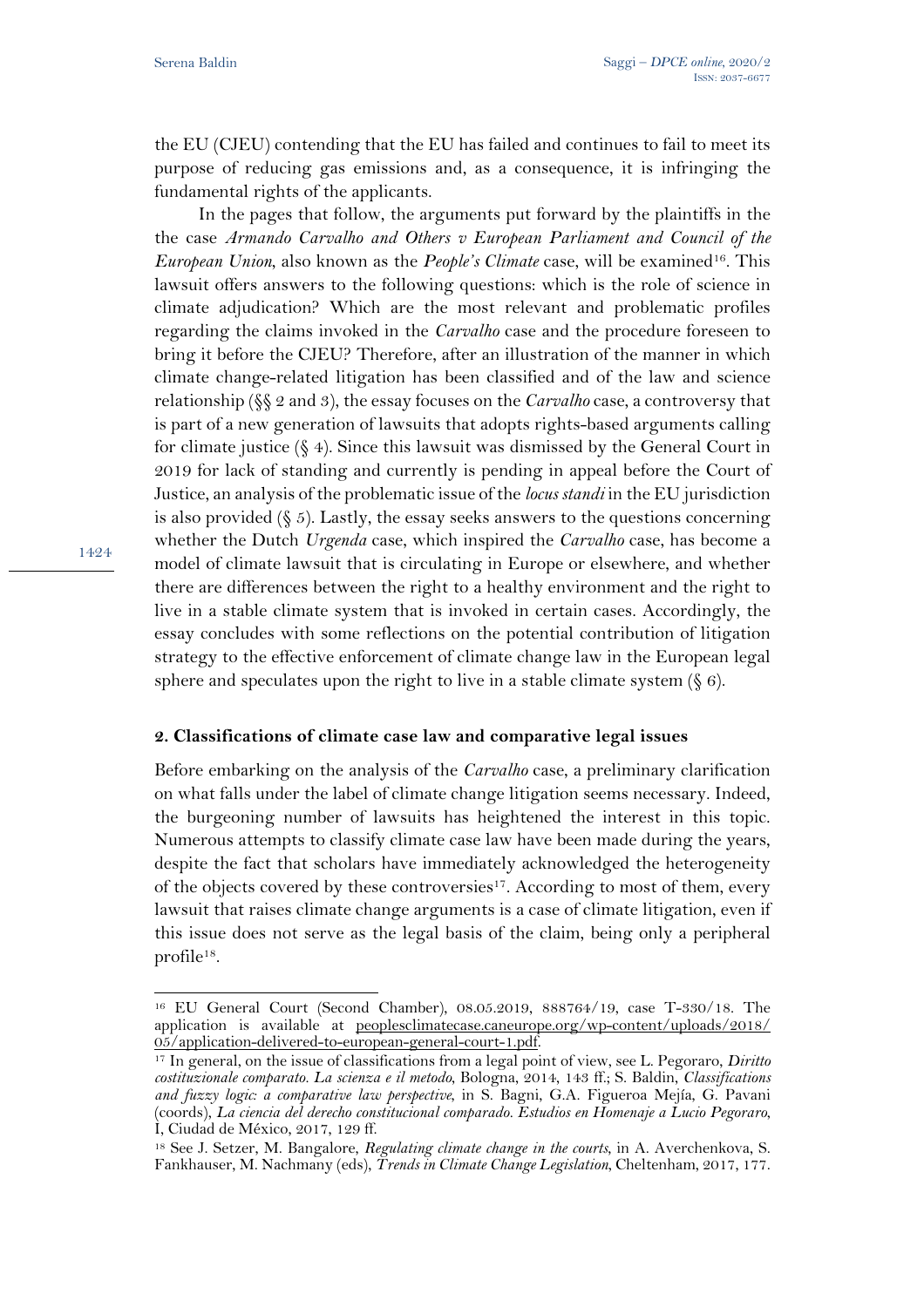the EU (CJEU) contending that the EU has failed and continues to fail to meet its purpose of reducing gas emissions and, as a consequence, it is infringing the fundamental rights of the applicants.

In the pages that follow, the arguments put forward by the plaintiffs in the the case *Armando Carvalho and Others v European Parliament and Council of the European Union*, also known as the *People's Climate* case, will be examined[16]. This lawsuit offers answers to the following questions: which is the role of science in climate adjudication? Which are the most relevant and problematic profiles regarding the claims invoked in the *Carvalho* case and the procedure foreseen to bring it before the CJEU? Therefore, after an illustration of the manner in which climate change-related litigation has been classified and of the law and science relationship (§§ 2 and 3), the essay focuses on the *Carvalho* case, a controversy that is part of a new generation of lawsuits that adopts rights-based arguments calling for climate justice (§ 4). Since this lawsuit was dismissed by the General Court in 2019 for lack of standing and currently is pending in appeal before the Court of Justice, an analysis of the problematic issue of the *locus standi* in the EU jurisdiction is also provided (§ 5). Lastly, the essay seeks answers to the questions concerning whether the Dutch *Urgenda* case, which inspired the *Carvalho* case, has become a model of climate lawsuit that is circulating in Europe or elsewhere, and whether there are differences between the right to a healthy environment and the right to live in a stable climate system that is invoked in certain cases. Accordingly, the essay concludes with some reflections on the potential contribution of litigation strategy to the effective enforcement of climate change law in the European legal sphere and speculates upon the right to live in a stable climate system (§ 6).

## 2. Classifications of climate case law and comparative legal issues

Before embarking on the analysis of the *Carvalho* case, a preliminary clarification on what falls under the label of climate change litigation seems necessary. Indeed, the burgeoning number of lawsuits has heightened the interest in this topic. Numerous attempts to classify climate case law have been made during the years, despite the fact that scholars have immediately acknowledged the heterogeneity of the objects covered by these controversies[17]. According to most of them, every lawsuit that raises climate change arguments is a case of climate litigation, even if this issue does not serve as the legal basis of the claim, being only a peripheral profile[18].

---

[16] EU General Court (Second Chamber), 08.05.2019, 888764/19, case T-330/18. The application is available at peoplesclimatecase.caneurope.org/wp-content/uploads/2018/05/application-delivered-to-european-general-court-1.pdf.

[17] In general, on the issue of classifications from a legal point of view, see L. Pegoraro, *Diritto costituzionale comparato. La scienza e il metodo*, Bologna, 2014, 143 ff.; S. Baldin, *Classifications and fuzzy logic: a comparative law perspective*, in S. Bagni, G.A. Figueroa Mejía, G. Pavani (coords), *La ciencia del derecho constitucional comparado. Estudios en Homenaje a Lucio Pegoraro*, I, Ciudad de México, 2017, 129 ff.

[18] See J. Setzer, M. Bangalore, *Regulating climate change in the courts*, in A. Averchenkova, S. Fankhauser, M. Nachmany (eds), *Trends in Climate Change Legislation*, Cheltenham, 2017, 177.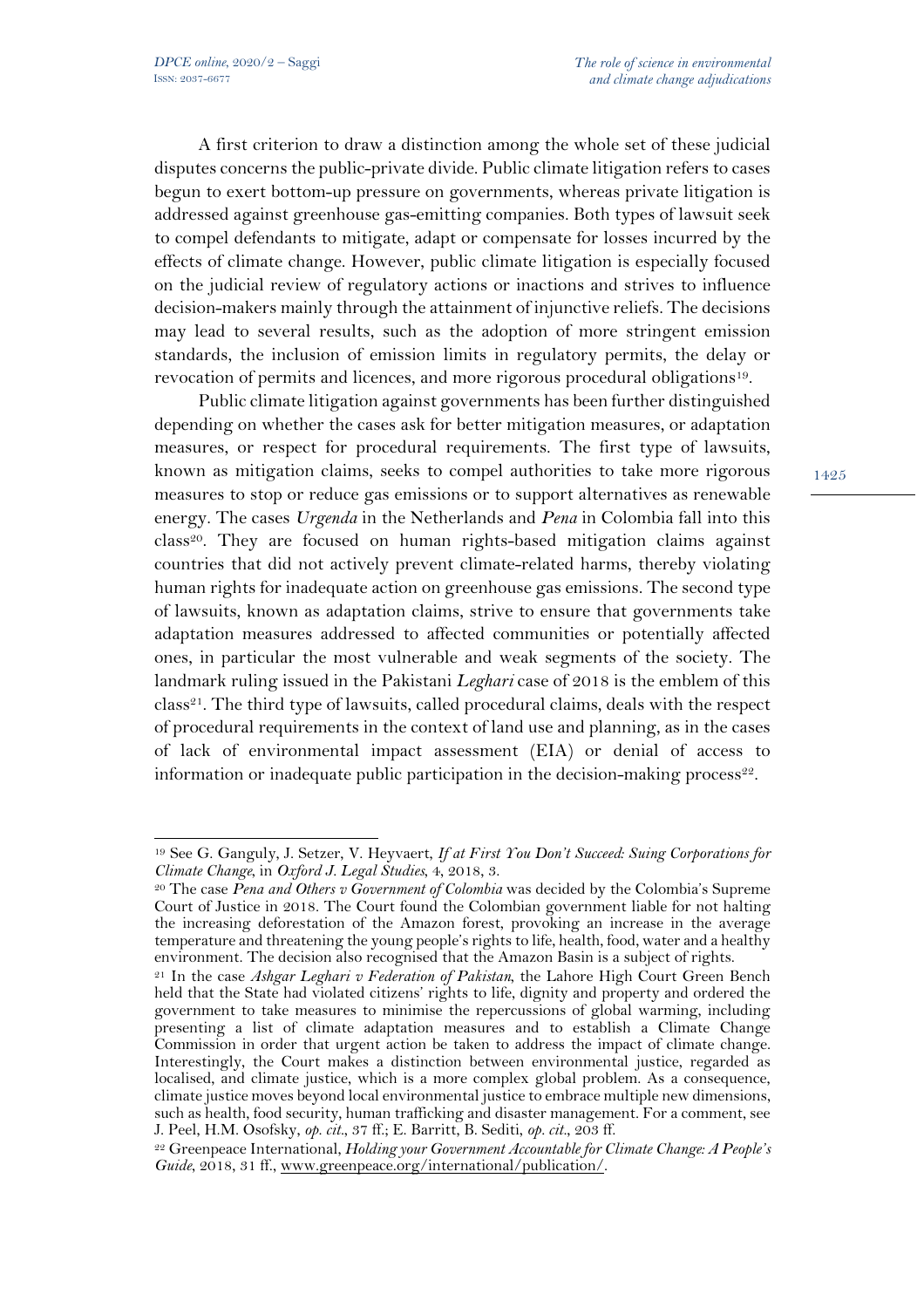A first criterion to draw a distinction among the whole set of these judicial disputes concerns the public-private divide. Public climate litigation refers to cases begun to exert bottom-up pressure on governments, whereas private litigation is addressed against greenhouse gas-emitting companies. Both types of lawsuit seek to compel defendants to mitigate, adapt or compensate for losses incurred by the effects of climate change. However, public climate litigation is especially focused on the judicial review of regulatory actions or inactions and strives to influence decision-makers mainly through the attainment of injunctive reliefs. The decisions may lead to several results, such as the adoption of more stringent emission standards, the inclusion of emission limits in regulatory permits, the delay or revocation of permits and licences, and more rigorous procedural obligations[19].

Public climate litigation against governments has been further distinguished depending on whether the cases ask for better mitigation measures, or adaptation measures, or respect for procedural requirements. The first type of lawsuits, known as mitigation claims, seeks to compel authorities to take more rigorous measures to stop or reduce gas emissions or to support alternatives as renewable energy. The cases *Urgenda* in the Netherlands and *Pena* in Colombia fall into this class[20]. They are focused on human rights-based mitigation claims against countries that did not actively prevent climate-related harms, thereby violating human rights for inadequate action on greenhouse gas emissions. The second type of lawsuits, known as adaptation claims, strive to ensure that governments take adaptation measures addressed to affected communities or potentially affected ones, in particular the most vulnerable and weak segments of the society. The landmark ruling issued in the Pakistani *Leghari* case of 2018 is the emblem of this class[21]. The third type of lawsuits, called procedural claims, deals with the respect of procedural requirements in the context of land use and planning, as in the cases of lack of environmental impact assessment (EIA) or denial of access to information or inadequate public participation in the decision-making process[22].

---

[19] See G. Ganguly, J. Setzer, V. Heyvaert, *If at First You Don't Succeed: Suing Corporations for Climate Change*, in *Oxford J. Legal Studies*, 4, 2018, 3.

[20] The case *Pena and Others v Government of Colombia* was decided by the Colombia's Supreme Court of Justice in 2018. The Court found the Colombian government liable for not halting the increasing deforestation of the Amazon forest, provoking an increase in the average temperature and threatening the young people's rights to life, health, food, water and a healthy environment. The decision also recognised that the Amazon Basin is a subject of rights.

[21] In the case *Ashgar Leghari v Federation of Pakistan*, the Lahore High Court Green Bench held that the State had violated citizens' rights to life, dignity and property and ordered the government to take measures to minimise the repercussions of global warming, including presenting a list of climate adaptation measures and to establish a Climate Change Commission in order that urgent action be taken to address the impact of climate change. Interestingly, the Court makes a distinction between environmental justice, regarded as localised, and climate justice, which is a more complex global problem. As a consequence, climate justice moves beyond local environmental justice to embrace multiple new dimensions, such as health, food security, human trafficking and disaster management. For a comment, see J. Peel, H.M. Osofsky, *op. cit.*, 37 ff.; E. Barritt, B. Sediti, *op. cit.*, 203 ff.

[22] Greenpeace International, *Holding your Government Accountable for Climate Change: A People's Guide*, 2018, 31 ff., www.greenpeace.org/international/publication/.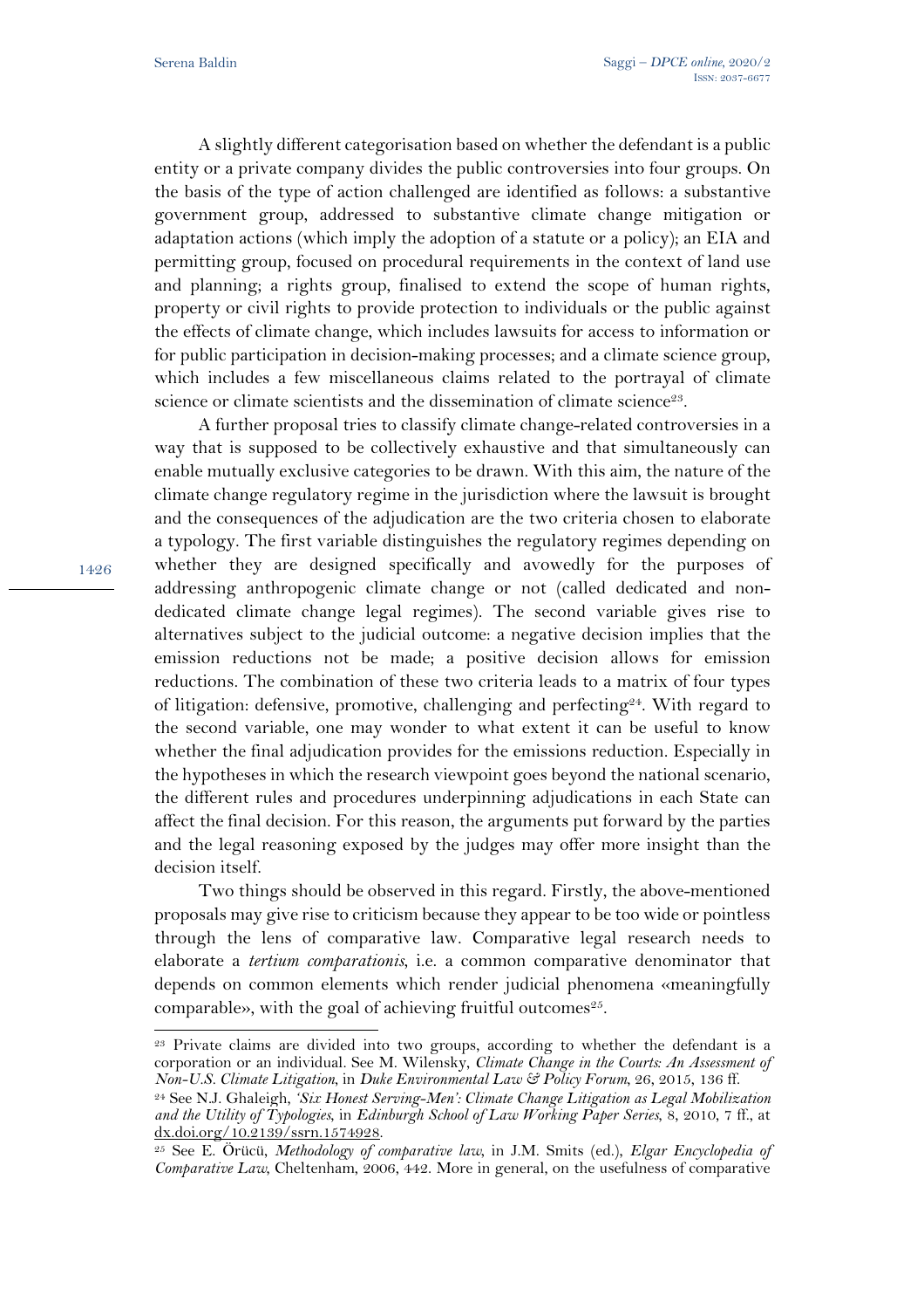A slightly different categorisation based on whether the defendant is a public entity or a private company divides the public controversies into four groups. On the basis of the type of action challenged are identified as follows: a substantive government group, addressed to substantive climate change mitigation or adaptation actions (which imply the adoption of a statute or a policy); an EIA and permitting group, focused on procedural requirements in the context of land use and planning; a rights group, finalised to extend the scope of human rights, property or civil rights to provide protection to individuals or the public against the effects of climate change, which includes lawsuits for access to information or for public participation in decision-making processes; and a climate science group, which includes a few miscellaneous claims related to the portrayal of climate science or climate scientists and the dissemination of climate science[23].

A further proposal tries to classify climate change-related controversies in a way that is supposed to be collectively exhaustive and that simultaneously can enable mutually exclusive categories to be drawn. With this aim, the nature of the climate change regulatory regime in the jurisdiction where the lawsuit is brought and the consequences of the adjudication are the two criteria chosen to elaborate a typology. The first variable distinguishes the regulatory regimes depending on whether they are designed specifically and avowedly for the purposes of addressing anthropogenic climate change or not (called dedicated and non-dedicated climate change legal regimes). The second variable gives rise to alternatives subject to the judicial outcome: a negative decision implies that the emission reductions not be made; a positive decision allows for emission reductions. The combination of these two criteria leads to a matrix of four types of litigation: defensive, promotive, challenging and perfecting[24]. With regard to the second variable, one may wonder to what extent it can be useful to know whether the final adjudication provides for the emissions reduction. Especially in the hypotheses in which the research viewpoint goes beyond the national scenario, the different rules and procedures underpinning adjudications in each State can affect the final decision. For this reason, the arguments put forward by the parties and the legal reasoning exposed by the judges may offer more insight than the decision itself.

Two things should be observed in this regard. Firstly, the above-mentioned proposals may give rise to criticism because they appear to be too wide or pointless through the lens of comparative law. Comparative legal research needs to elaborate a *tertium comparationis*, i.e. a common comparative denominator that depends on common elements which render judicial phenomena «meaningfully comparable», with the goal of achieving fruitful outcomes[25].

---

[23] Private claims are divided into two groups, according to whether the defendant is a corporation or an individual. See M. Wilensky, *Climate Change in the Courts: An Assessment of Non-U.S. Climate Litigation*, in *Duke Environmental Law & Policy Forum*, 26, 2015, 136 ff.

[24] See N.J. Ghaleigh, *'Six Honest Serving-Men': Climate Change Litigation as Legal Mobilization and the Utility of Typologies*, in *Edinburgh School of Law Working Paper Series*, 8, 2010, 7 ff., at dx.doi.org/10.2139/ssrn.1574928.

[25] See E. Örücü, *Methodology of comparative law*, in J.M. Smits (ed.), *Elgar Encyclopedia of Comparative Law,* Cheltenham, 2006, 442. More in general, on the usefulness of comparative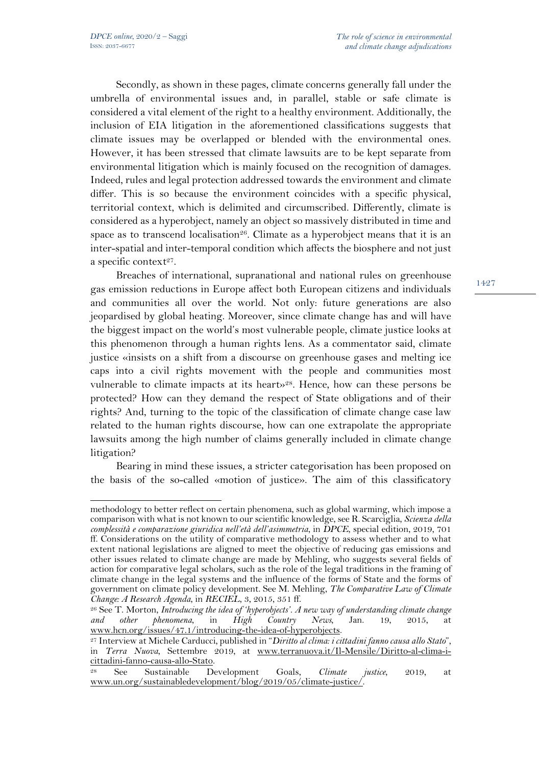Secondly, as shown in these pages, climate concerns generally fall under the umbrella of environmental issues and, in parallel, stable or safe climate is considered a vital element of the right to a healthy environment. Additionally, the inclusion of EIA litigation in the aforementioned classifications suggests that climate issues may be overlapped or blended with the environmental ones. However, it has been stressed that climate lawsuits are to be kept separate from environmental litigation which is mainly focused on the recognition of damages. Indeed, rules and legal protection addressed towards the environment and climate differ. This is so because the environment coincides with a specific physical, territorial context, which is delimited and circumscribed. Differently, climate is considered as a hyperobject, namely an object so massively distributed in time and space as to transcend localisation[26]. Climate as a hyperobject means that it is an inter-spatial and inter-temporal condition which affects the biosphere and not just a specific context[27].

Breaches of international, supranational and national rules on greenhouse gas emission reductions in Europe affect both European citizens and individuals and communities all over the world. Not only: future generations are also jeopardised by global heating. Moreover, since climate change has and will have the biggest impact on the world's most vulnerable people, climate justice looks at this phenomenon through a human rights lens. As a commentator said, climate justice «insists on a shift from a discourse on greenhouse gases and melting ice caps into a civil rights movement with the people and communities most vulnerable to climate impacts at its heart»[28]. Hence, how can these persons be protected? How can they demand the respect of State obligations and of their rights? And, turning to the topic of the classification of climate change case law related to the human rights discourse, how can one extrapolate the appropriate lawsuits among the high number of claims generally included in climate change litigation?

Bearing in mind these issues, a stricter categorisation has been proposed on the basis of the so-called «motion of justice». The aim of this classificatory

---

methodology to better reflect on certain phenomena, such as global warming, which impose a comparison with what is not known to our scientific knowledge, see R. Scarciglia, *Scienza della complessità e comparazione giuridica nell'età dell'asimmetria*, in *DPCE*, special edition, 2019, 701 ff. Considerations on the utility of comparative methodology to assess whether and to what extent national legislations are aligned to meet the objective of reducing gas emissions and other issues related to climate change are made by Mehling, who suggests several fields of action for comparative legal scholars, such as the role of the legal traditions in the framing of climate change in the legal systems and the influence of the forms of State and the forms of government on climate policy development. See M. Mehling, *The Comparative Law of Climate Change: A Research Agenda*, in *RECIEL*, 3, 2015, 351 ff.

[26] See T. Morton, *Introducing the idea of 'hyperobjects'. A new way of understanding climate change and other phenomena*, in *High Country News*, Jan. 19, 2015, at www.hcn.org/issues/47.1/introducing-the-idea-of-hyperobjects.

[27] Interview at Michele Carducci, published in "*Diritto al clima: i cittadini fanno causa allo Stato*", in *Terra Nuova*, Settembre 2019, at www.terranuova.it/Il-Mensile/Diritto-al-clima-i-cittadini-fanno-causa-allo-Stato.

[28] See Sustainable Development Goals, *Climate justice*, 2019, at www.un.org/sustainabledevelopment/blog/2019/05/climate-justice/.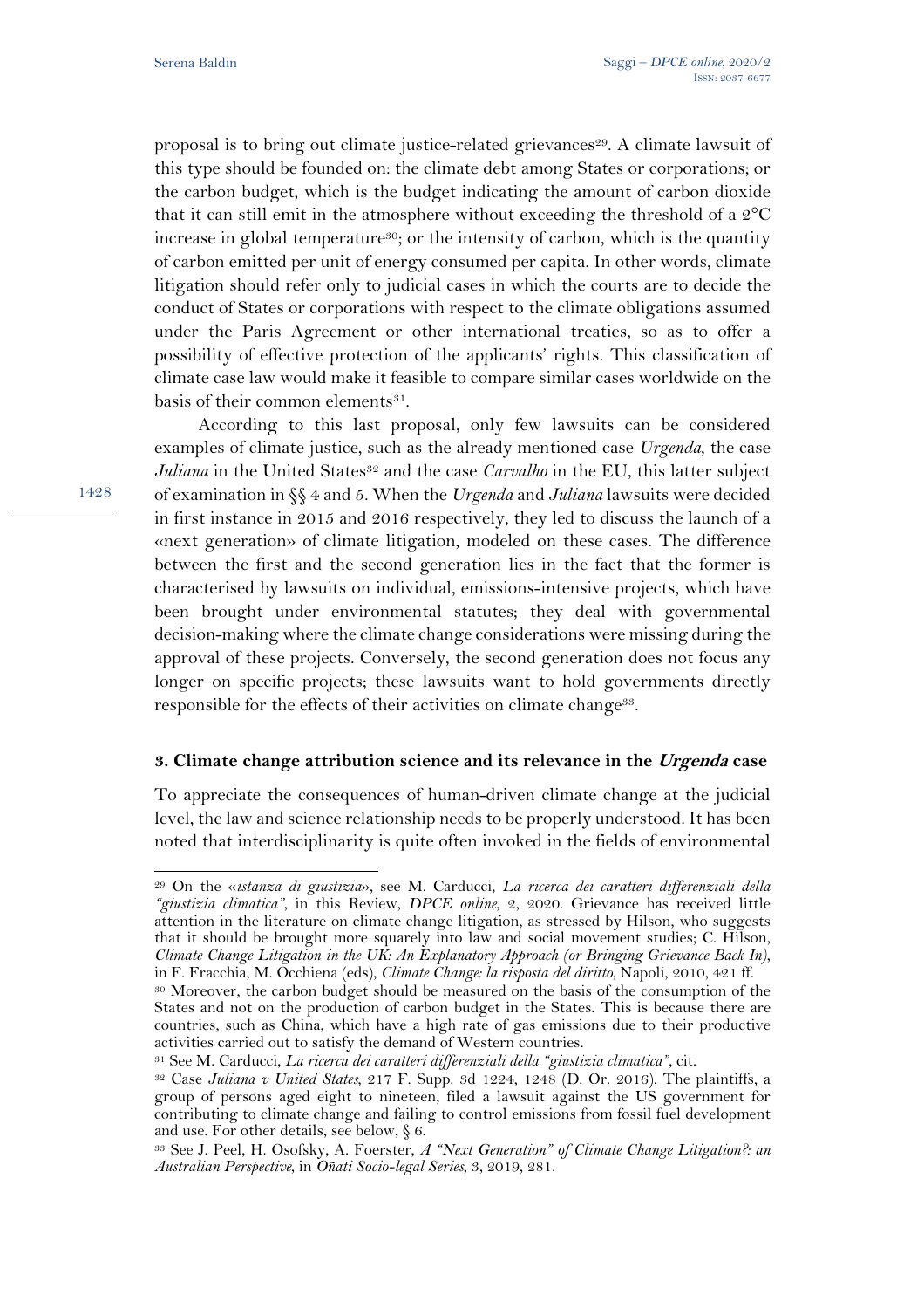proposal is to bring out climate justice-related grievances[29]. A climate lawsuit of this type should be founded on: the climate debt among States or corporations; or the carbon budget, which is the budget indicating the amount of carbon dioxide that it can still emit in the atmosphere without exceeding the threshold of a 2°C increase in global temperature[30]; or the intensity of carbon, which is the quantity of carbon emitted per unit of energy consumed per capita. In other words, climate litigation should refer only to judicial cases in which the courts are to decide the conduct of States or corporations with respect to the climate obligations assumed under the Paris Agreement or other international treaties, so as to offer a possibility of effective protection of the applicants' rights. This classification of climate case law would make it feasible to compare similar cases worldwide on the basis of their common elements[31].

According to this last proposal, only few lawsuits can be considered examples of climate justice, such as the already mentioned case *Urgenda*, the case *Juliana* in the United States[32] and the case *Carvalho* in the EU, this latter subject of examination in §§ 4 and 5. When the *Urgenda* and *Juliana* lawsuits were decided in first instance in 2015 and 2016 respectively, they led to discuss the launch of a «next generation» of climate litigation, modeled on these cases. The difference between the first and the second generation lies in the fact that the former is characterised by lawsuits on individual, emissions-intensive projects, which have been brought under environmental statutes; they deal with governmental decision-making where the climate change considerations were missing during the approval of these projects. Conversely, the second generation does not focus any longer on specific projects; these lawsuits want to hold governments directly responsible for the effects of their activities on climate change[33].

## 3. Climate change attribution science and its relevance in the *Urgenda* case

To appreciate the consequences of human-driven climate change at the judicial level, the law and science relationship needs to be properly understood. It has been noted that interdisciplinarity is quite often invoked in the fields of environmental

---

[29] On the «*istanza di giustizia*», see M. Carducci, *La ricerca dei caratteri differenziali della "giustizia climatica"*, in this Review, *DPCE online*, 2, 2020. Grievance has received little attention in the literature on climate change litigation, as stressed by Hilson, who suggests that it should be brought more squarely into law and social movement studies; C. Hilson, *Climate Change Litigation in the UK: An Explanatory Approach (or Bringing Grievance Back In)*, in F. Fracchia, M. Occhiena (eds), *Climate Change: la risposta del diritto*, Napoli, 2010, 421 ff.

[30] Moreover, the carbon budget should be measured on the basis of the consumption of the States and not on the production of carbon budget in the States. This is because there are countries, such as China, which have a high rate of gas emissions due to their productive activities carried out to satisfy the demand of Western countries.

[31] See M. Carducci, *La ricerca dei caratteri differenziali della "giustizia climatica"*, cit.

[32] Case *Juliana v United States*, 217 F. Supp. 3d 1224, 1248 (D. Or. 2016). The plaintiffs, a group of persons aged eight to nineteen, filed a lawsuit against the US government for contributing to climate change and failing to control emissions from fossil fuel development and use. For other details, see below, § 6.

[33] See J. Peel, H. Osofsky, A. Foerster, *A "Next Generation" of Climate Change Litigation?: an Australian Perspective*, in *Oñati Socio-legal Series*, 3, 2019, 281.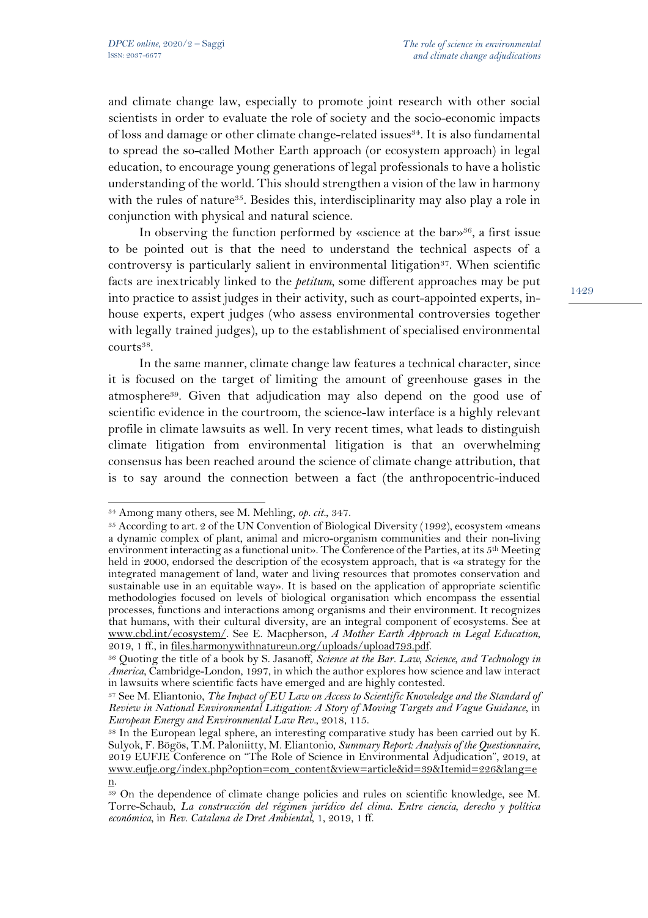and climate change law, especially to promote joint research with other social scientists in order to evaluate the role of society and the socio-economic impacts of loss and damage or other climate change-related issues[34]. It is also fundamental to spread the so-called Mother Earth approach (or ecosystem approach) in legal education, to encourage young generations of legal professionals to have a holistic understanding of the world. This should strengthen a vision of the law in harmony with the rules of nature[35]. Besides this, interdisciplinarity may also play a role in conjunction with physical and natural science.

In observing the function performed by «science at the bar»[36], a first issue to be pointed out is that the need to understand the technical aspects of a controversy is particularly salient in environmental litigation[37]. When scientific facts are inextricably linked to the *petitum*, some different approaches may be put into practice to assist judges in their activity, such as court-appointed experts, in-house experts, expert judges (who assess environmental controversies together with legally trained judges), up to the establishment of specialised environmental courts[38].

In the same manner, climate change law features a technical character, since it is focused on the target of limiting the amount of greenhouse gases in the atmosphere[39]. Given that adjudication may also depend on the good use of scientific evidence in the courtroom, the science-law interface is a highly relevant profile in climate lawsuits as well. In very recent times, what leads to distinguish climate litigation from environmental litigation is that an overwhelming consensus has been reached around the science of climate change attribution, that is to say around the connection between a fact (the anthropocentric-induced

---

[34] Among many others, see M. Mehling, *op. cit.*, 347.

[35] According to art. 2 of the UN Convention of Biological Diversity (1992), ecosystem «means a dynamic complex of plant, animal and micro-organism communities and their non-living environment interacting as a functional unit». The Conference of the Parties, at its 5th Meeting held in 2000, endorsed the description of the ecosystem approach, that is «a strategy for the integrated management of land, water and living resources that promotes conservation and sustainable use in an equitable way». It is based on the application of appropriate scientific methodologies focused on levels of biological organisation which encompass the essential processes, functions and interactions among organisms and their environment. It recognizes that humans, with their cultural diversity, are an integral component of ecosystems. See at www.cbd.int/ecosystem/. See E. Macpherson, *A Mother Earth Approach in Legal Education*, 2019, 1 ff., in files.harmonywithnatureun.org/uploads/upload793.pdf.

[36] Quoting the title of a book by S. Jasanoff, *Science at the Bar. Law, Science, and Technology in America*, Cambridge-London, 1997, in which the author explores how science and law interact in lawsuits where scientific facts have emerged and are highly contested.

[37] See M. Eliantonio, *The Impact of EU Law on Access to Scientific Knowledge and the Standard of Review in National Environmental Litigation: A Story of Moving Targets and Vague Guidance*, in *European Energy and Environmental Law Rev.*, 2018, 115.

[38] In the European legal sphere, an interesting comparative study has been carried out by K. Sulyok, F. Bögös, T.M. Paloniitty, M. Eliantonio, *Summary Report: Analysis of the Questionnaire*, 2019 EUFJE Conference on "The Role of Science in Environmental Adjudication", 2019, at www.eufje.org/index.php?option=com_content&view=article&id=39&Itemid=226&lang=en.

[39] On the dependence of climate change policies and rules on scientific knowledge, see M. Torre-Schaub, *La construcción del régimen jurídico del clima. Entre ciencia, derecho y política económica*, in *Rev. Catalana de Dret Ambiental*, 1, 2019, 1 ff.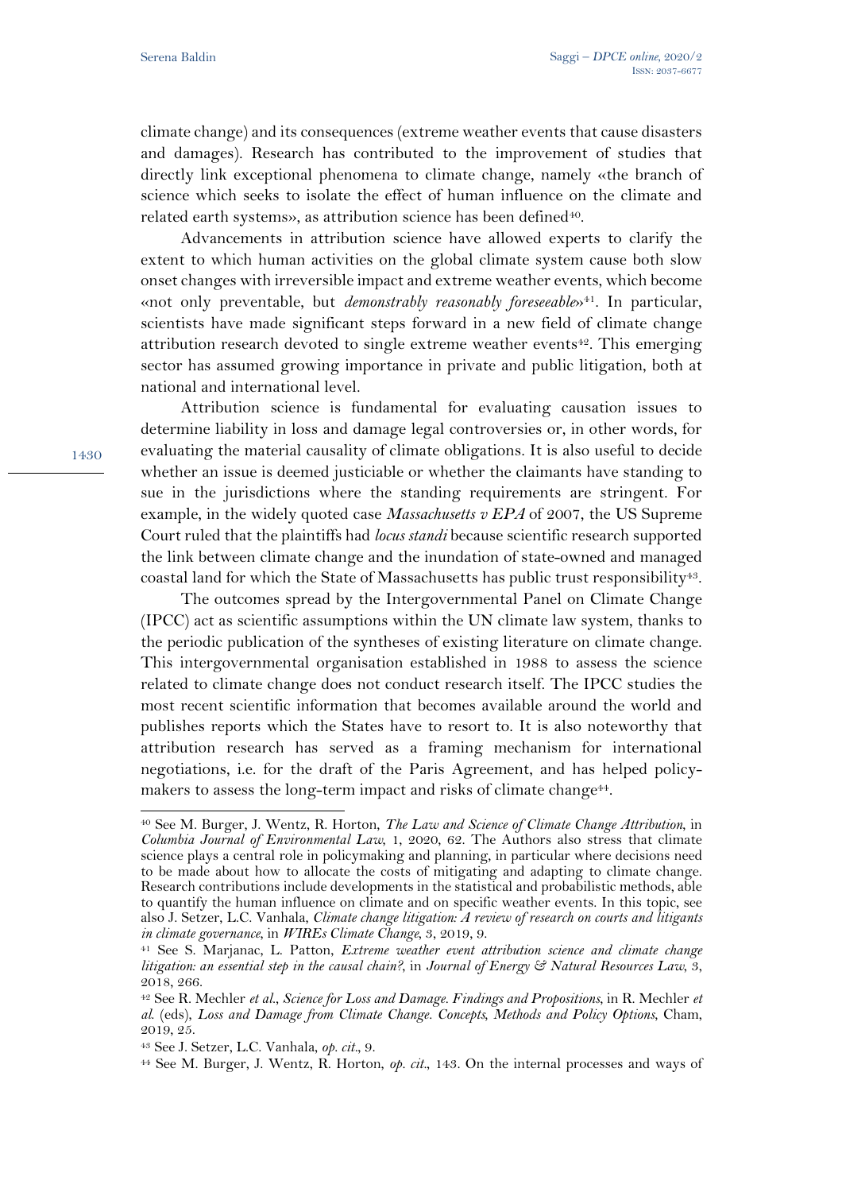climate change) and its consequences (extreme weather events that cause disasters and damages). Research has contributed to the improvement of studies that directly link exceptional phenomena to climate change, namely «the branch of science which seeks to isolate the effect of human influence on the climate and related earth systems», as attribution science has been defined[40].

Advancements in attribution science have allowed experts to clarify the extent to which human activities on the global climate system cause both slow onset changes with irreversible impact and extreme weather events, which become «not only preventable, but *demonstrably reasonably foreseeable*»[41]. In particular, scientists have made significant steps forward in a new field of climate change attribution research devoted to single extreme weather events[42]. This emerging sector has assumed growing importance in private and public litigation, both at national and international level.

Attribution science is fundamental for evaluating causation issues to determine liability in loss and damage legal controversies or, in other words, for evaluating the material causality of climate obligations. It is also useful to decide whether an issue is deemed justiciable or whether the claimants have standing to sue in the jurisdictions where the standing requirements are stringent. For example, in the widely quoted case *Massachusetts v EPA* of 2007, the US Supreme Court ruled that the plaintiffs had *locus standi* because scientific research supported the link between climate change and the inundation of state-owned and managed coastal land for which the State of Massachusetts has public trust responsibility[43].

The outcomes spread by the Intergovernmental Panel on Climate Change (IPCC) act as scientific assumptions within the UN climate law system, thanks to the periodic publication of the syntheses of existing literature on climate change. This intergovernmental organisation established in 1988 to assess the science related to climate change does not conduct research itself. The IPCC studies the most recent scientific information that becomes available around the world and publishes reports which the States have to resort to. It is also noteworthy that attribution research has served as a framing mechanism for international negotiations, i.e. for the draft of the Paris Agreement, and has helped policy-makers to assess the long-term impact and risks of climate change[44].

---

[40] See M. Burger, J. Wentz, R. Horton, *The Law and Science of Climate Change Attribution*, in *Columbia Journal of Environmental Law*, 1, 2020, 62. The Authors also stress that climate science plays a central role in policymaking and planning, in particular where decisions need to be made about how to allocate the costs of mitigating and adapting to climate change. Research contributions include developments in the statistical and probabilistic methods, able to quantify the human influence on climate and on specific weather events. In this topic, see also J. Setzer, L.C. Vanhala, *Climate change litigation: A review of research on courts and litigants in climate governance*, in *WIREs Climate Change*, 3, 2019, 9.

[41] See S. Marjanac, L. Patton, *Extreme weather event attribution science and climate change litigation: an essential step in the causal chain?*, in *Journal of Energy & Natural Resources Law*, 3, 2018, 266.

[42] See R. Mechler *et al.*, *Science for Loss and Damage. Findings and Propositions*, in R. Mechler *et al.* (eds), *Loss and Damage from Climate Change. Concepts, Methods and Policy Options*, Cham, 2019, 25.

[43] See J. Setzer, L.C. Vanhala, *op. cit.*, 9.

[44] See M. Burger, J. Wentz, R. Horton, *op. cit.*, 143. On the internal processes and ways of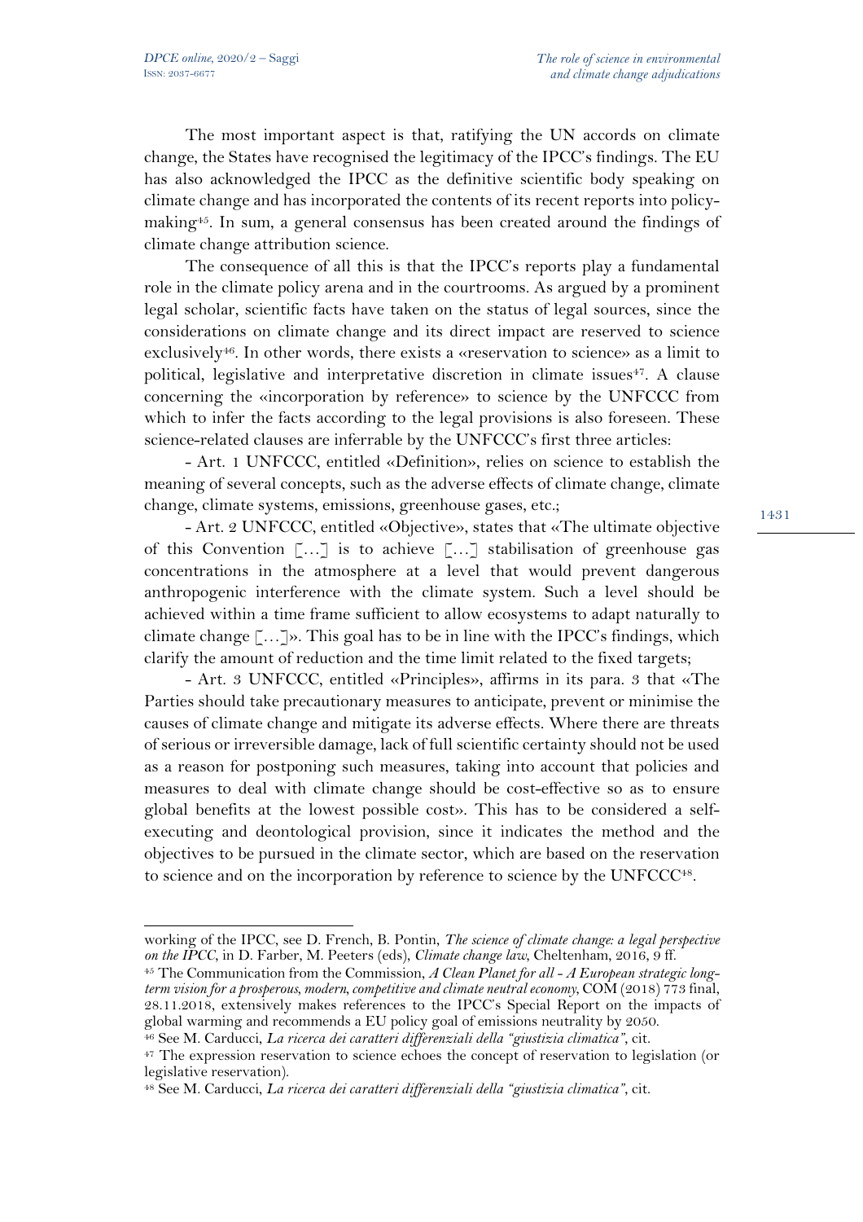The most important aspect is that, ratifying the UN accords on climate change, the States have recognised the legitimacy of the IPCC's findings. The EU has also acknowledged the IPCC as the definitive scientific body speaking on climate change and has incorporated the contents of its recent reports into policy-making[45]. In sum, a general consensus has been created around the findings of climate change attribution science.

The consequence of all this is that the IPCC's reports play a fundamental role in the climate policy arena and in the courtrooms. As argued by a prominent legal scholar, scientific facts have taken on the status of legal sources, since the considerations on climate change and its direct impact are reserved to science exclusively[46]. In other words, there exists a «reservation to science» as a limit to political, legislative and interpretative discretion in climate issues[47]. A clause concerning the «incorporation by reference» to science by the UNFCCC from which to infer the facts according to the legal provisions is also foreseen. These science-related clauses are inferrable by the UNFCCC's first three articles:

- Art. 1 UNFCCC, entitled «Definition», relies on science to establish the meaning of several concepts, such as the adverse effects of climate change, climate change, climate systems, emissions, greenhouse gases, etc.;

- Art. 2 UNFCCC, entitled «Objective», states that «The ultimate objective of this Convention […] is to achieve […] stabilisation of greenhouse gas concentrations in the atmosphere at a level that would prevent dangerous anthropogenic interference with the climate system. Such a level should be achieved within a time frame sufficient to allow ecosystems to adapt naturally to climate change […]». This goal has to be in line with the IPCC's findings, which clarify the amount of reduction and the time limit related to the fixed targets;

- Art. 3 UNFCCC, entitled «Principles», affirms in its para. 3 that «The Parties should take precautionary measures to anticipate, prevent or minimise the causes of climate change and mitigate its adverse effects. Where there are threats of serious or irreversible damage, lack of full scientific certainty should not be used as a reason for postponing such measures, taking into account that policies and measures to deal with climate change should be cost-effective so as to ensure global benefits at the lowest possible cost». This has to be considered a self-executing and deontological provision, since it indicates the method and the objectives to be pursued in the climate sector, which are based on the reservation to science and on the incorporation by reference to science by the UNFCCC[48].

---

working of the IPCC, see D. French, B. Pontin, *The science of climate change: a legal perspective on the IPCC*, in D. Farber, M. Peeters (eds), *Climate change law*, Cheltenham, 2016, 9 ff.

[45] The Communication from the Commission, *A Clean Planet for all - A European strategic long-term vision for a prosperous, modern, competitive and climate neutral economy*, COM (2018) 773 final, 28.11.2018, extensively makes references to the IPCC's Special Report on the impacts of global warming and recommends a EU policy goal of emissions neutrality by 2050.

[46] See M. Carducci, *La ricerca dei caratteri differenziali della "giustizia climatica"*, cit.

[47] The expression reservation to science echoes the concept of reservation to legislation (or legislative reservation).

[48] See M. Carducci, *La ricerca dei caratteri differenziali della "giustizia climatica"*, cit.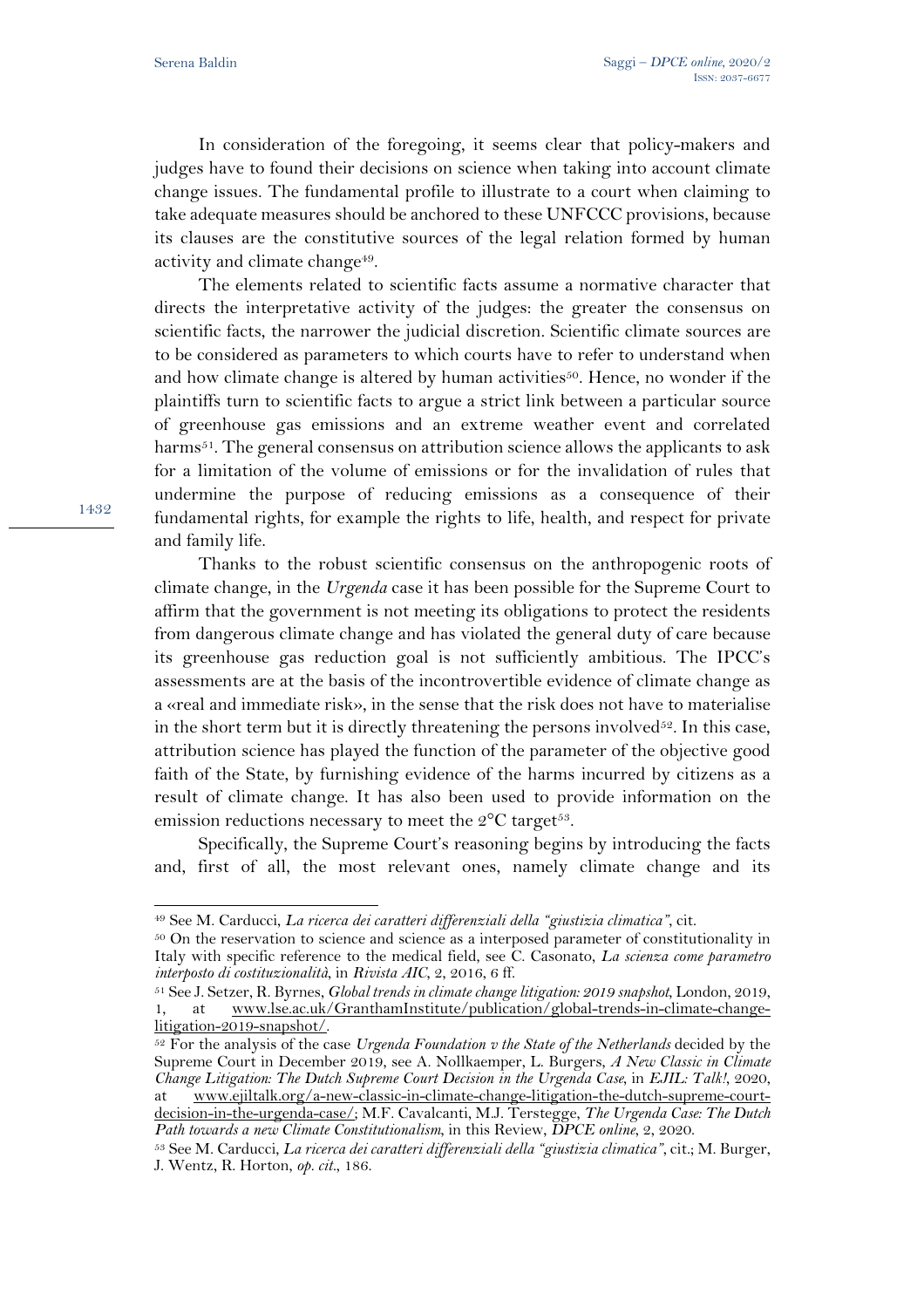In consideration of the foregoing, it seems clear that policy-makers and judges have to found their decisions on science when taking into account climate change issues. The fundamental profile to illustrate to a court when claiming to take adequate measures should be anchored to these UNFCCC provisions, because its clauses are the constitutive sources of the legal relation formed by human activity and climate change[49].

The elements related to scientific facts assume a normative character that directs the interpretative activity of the judges: the greater the consensus on scientific facts, the narrower the judicial discretion. Scientific climate sources are to be considered as parameters to which courts have to refer to understand when and how climate change is altered by human activities[50]. Hence, no wonder if the plaintiffs turn to scientific facts to argue a strict link between a particular source of greenhouse gas emissions and an extreme weather event and correlated harms[51]. The general consensus on attribution science allows the applicants to ask for a limitation of the volume of emissions or for the invalidation of rules that undermine the purpose of reducing emissions as a consequence of their fundamental rights, for example the rights to life, health, and respect for private and family life.

Thanks to the robust scientific consensus on the anthropogenic roots of climate change, in the *Urgenda* case it has been possible for the Supreme Court to affirm that the government is not meeting its obligations to protect the residents from dangerous climate change and has violated the general duty of care because its greenhouse gas reduction goal is not sufficiently ambitious. The IPCC's assessments are at the basis of the incontrovertible evidence of climate change as a «real and immediate risk», in the sense that the risk does not have to materialise in the short term but it is directly threatening the persons involved[52]. In this case, attribution science has played the function of the parameter of the objective good faith of the State, by furnishing evidence of the harms incurred by citizens as a result of climate change. It has also been used to provide information on the emission reductions necessary to meet the 2°C target[53].

Specifically, the Supreme Court's reasoning begins by introducing the facts and, first of all, the most relevant ones, namely climate change and its

---

[49] See M. Carducci, *La ricerca dei caratteri differenziali della "giustizia climatica"*, cit.

[50] On the reservation to science and science as a interposed parameter of constitutionality in Italy with specific reference to the medical field, see C. Casonato, *La scienza come parametro interposto di costituzionalità*, in *Rivista AIC*, 2, 2016, 6 ff.

[51] See J. Setzer, R. Byrnes, *Global trends in climate change litigation: 2019 snapshot*, London, 2019, 1, at www.lse.ac.uk/GranthamInstitute/publication/global-trends-in-climate-change-litigation-2019-snapshot/.

[52] For the analysis of the case *Urgenda Foundation v the State of the Netherlands* decided by the Supreme Court in December 2019, see A. Nollkaemper, L. Burgers, *A New Classic in Climate Change Litigation: The Dutch Supreme Court Decision in the Urgenda Case*, in *EJIL: Talk!*, 2020, at www.ejiltalk.org/a-new-classic-in-climate-change-litigation-the-dutch-supreme-court-decision-in-the-urgenda-case/; M.F. Cavalcanti, M.J. Terstegge, *The Urgenda Case: The Dutch Path towards a new Climate Constitutionalism*, in this Review, *DPCE online*, 2, 2020.

[53] See M. Carducci, *La ricerca dei caratteri differenziali della "giustizia climatica"*, cit.; M. Burger, J. Wentz, R. Horton, *op. cit.*, 186.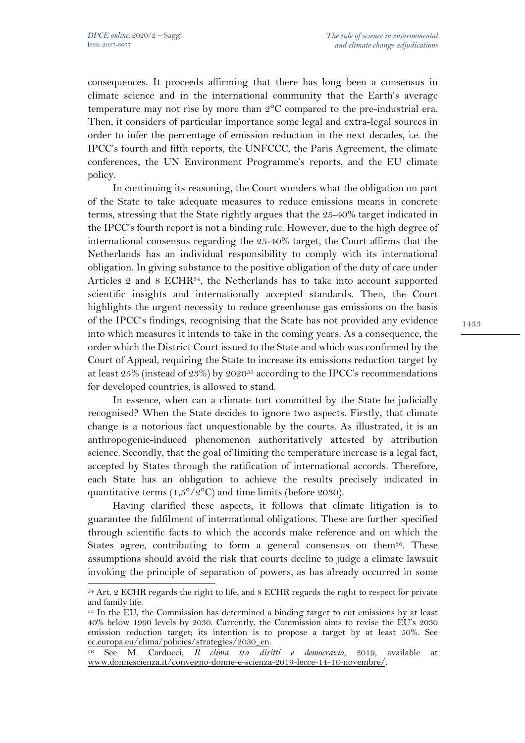consequences. It proceeds affirming that there has long been a consensus in climate science and in the international community that the Earth's average temperature may not rise by more than 2°C compared to the pre-industrial era. Then, it considers of particular importance some legal and extra-legal sources in order to infer the percentage of emission reduction in the next decades, i.e. the IPCC's fourth and fifth reports, the UNFCCC, the Paris Agreement, the climate conferences, the UN Environment Programme's reports, and the EU climate policy.

In continuing its reasoning, the Court wonders what the obligation on part of the State to take adequate measures to reduce emissions means in concrete terms, stressing that the State rightly argues that the 25-40% target indicated in the IPCC's fourth report is not a binding rule. However, due to the high degree of international consensus regarding the 25-40% target, the Court affirms that the Netherlands has an individual responsibility to comply with its international obligation. In giving substance to the positive obligation of the duty of care under Articles 2 and 8 ECHR[54], the Netherlands has to take into account supported scientific insights and internationally accepted standards. Then, the Court highlights the urgent necessity to reduce greenhouse gas emissions on the basis of the IPCC's findings, recognising that the State has not provided any evidence into which measures it intends to take in the coming years. As a consequence, the order which the District Court issued to the State and which was confirmed by the Court of Appeal, requiring the State to increase its emissions reduction target by at least 25% (instead of 23%) by 2020[55] according to the IPCC's recommendations for developed countries, is allowed to stand.

In essence, when can a climate tort committed by the State be judicially recognised? When the State decides to ignore two aspects. Firstly, that climate change is a notorious fact unquestionable by the courts. As illustrated, it is an anthropogenic-induced phenomenon authoritatively attested by attribution science. Secondly, that the goal of limiting the temperature increase is a legal fact, accepted by States through the ratification of international accords. Therefore, each State has an obligation to achieve the results precisely indicated in quantitative terms (1,5°/2°C) and time limits (before 2030).

Having clarified these aspects, it follows that climate litigation is to guarantee the fulfilment of international obligations. These are further specified through scientific facts to which the accords make reference and on which the States agree, contributing to form a general consensus on them[56]. These assumptions should avoid the risk that courts decline to judge a climate lawsuit invoking the principle of separation of powers, as has already occurred in some

---

[54] Art. 2 ECHR regards the right to life, and 8 ECHR regards the right to respect for private and family life.

[55] In the EU, the Commission has determined a binding target to cut emissions by at least 40% below 1990 levels by 2030. Currently, the Commission aims to revise the EU's 2030 emission reduction target; its intention is to propose a target by at least 50%. See ec.europa.eu/clima/policies/strategies/2030_en.

[56] See M. Carducci, *Il clima tra diritti e democrazia*, 2019, available at www.donnescienza.it/convegno-donne-e-scienza-2019-lecce-14-16-novembre/.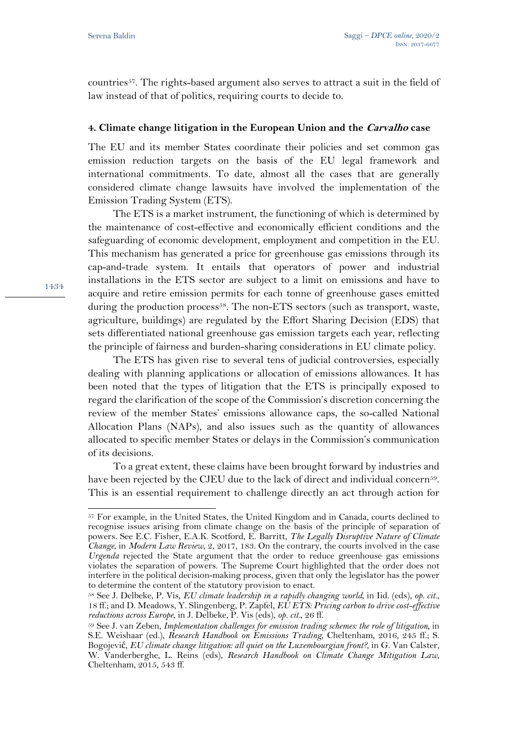countries[57]. The rights-based argument also serves to attract a suit in the field of law instead of that of politics, requiring courts to decide to.

### 4. Climate change litigation in the European Union and the *Carvalho* case

The EU and its member States coordinate their policies and set common gas emission reduction targets on the basis of the EU legal framework and international commitments. To date, almost all the cases that are generally considered climate change lawsuits have involved the implementation of the Emission Trading System (ETS).

The ETS is a market instrument, the functioning of which is determined by the maintenance of cost-effective and economically efficient conditions and the safeguarding of economic development, employment and competition in the EU. This mechanism has generated a price for greenhouse gas emissions through its cap-and-trade system. It entails that operators of power and industrial installations in the ETS sector are subject to a limit on emissions and have to acquire and retire emission permits for each tonne of greenhouse gases emitted during the production process[58]. The non-ETS sectors (such as transport, waste, agriculture, buildings) are regulated by the Effort Sharing Decision (EDS) that sets differentiated national greenhouse gas emission targets each year, reflecting the principle of fairness and burden-sharing considerations in EU climate policy.

The ETS has given rise to several tens of judicial controversies, especially dealing with planning applications or allocation of emissions allowances. It has been noted that the types of litigation that the ETS is principally exposed to regard the clarification of the scope of the Commission's discretion concerning the review of the member States' emissions allowance caps, the so-called National Allocation Plans (NAPs), and also issues such as the quantity of allowances allocated to specific member States or delays in the Commission's communication of its decisions.

To a great extent, these claims have been brought forward by industries and have been rejected by the CJEU due to the lack of direct and individual concern[59]. This is an essential requirement to challenge directly an act through action for

---

[57] For example, in the United States, the United Kingdom and in Canada, courts declined to recognise issues arising from climate change on the basis of the principle of separation of powers. See E.C. Fisher, E.A.K. Scotford, E. Barritt, *The Legally Disruptive Nature of Climate Change*, in *Modern Law Review*, 2, 2017, 183. On the contrary, the courts involved in the case *Urgenda* rejected the State argument that the order to reduce greenhouse gas emissions violates the separation of powers. The Supreme Court highlighted that the order does not interfere in the political decision-making process, given that only the legislator has the power to determine the content of the statutory provision to enact.

[58] See J. Delbeke, P. Vis, *EU climate leadership in a rapidly changing world*, in Iid. (eds), *op. cit.*, 18 ff.; and D. Meadows, Y. Slingenberg, P. Zapfel, *EU ETS: Pricing carbon to drive cost-effective reductions across Europe*, in J. Delbeke, P. Vis (eds), *op. cit.*, 26 ff.

[59] See J. van Zeben, *Implementation challenges for emission trading schemes: the role of litigation*, in S.E. Weishaar (ed.), *Research Handbook on Emissions Trading*, Cheltenham, 2016, 245 ff.; S. Bogojević, *EU climate change litigation: all quiet on the Luxembourgian front?*, in G. Van Calster, W. Vanderberghe, L. Reins (eds), *Research Handbook on Climate Change Mitigation Law*, Cheltenham, 2015, 543 ff.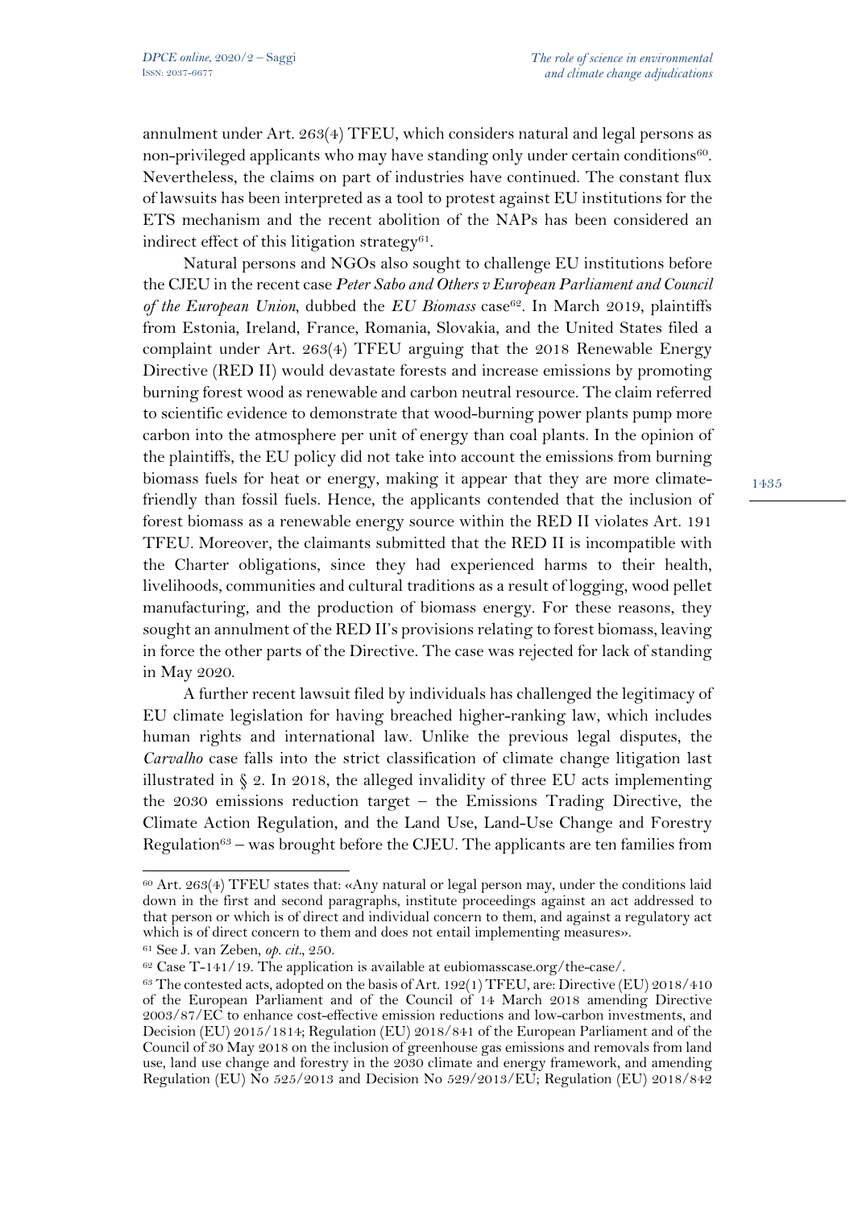annulment under Art. 263(4) TFEU, which considers natural and legal persons as non-privileged applicants who may have standing only under certain conditions[60]. Nevertheless, the claims on part of industries have continued. The constant flux of lawsuits has been interpreted as a tool to protest against EU institutions for the ETS mechanism and the recent abolition of the NAPs has been considered an indirect effect of this litigation strategy[61].

Natural persons and NGOs also sought to challenge EU institutions before the CJEU in the recent case *Peter Sabo and Others v European Parliament and Council of the European Union*, dubbed the *EU Biomass* case[62]. In March 2019, plaintiffs from Estonia, Ireland, France, Romania, Slovakia, and the United States filed a complaint under Art. 263(4) TFEU arguing that the 2018 Renewable Energy Directive (RED II) would devastate forests and increase emissions by promoting burning forest wood as renewable and carbon neutral resource. The claim referred to scientific evidence to demonstrate that wood-burning power plants pump more carbon into the atmosphere per unit of energy than coal plants. In the opinion of the plaintiffs, the EU policy did not take into account the emissions from burning biomass fuels for heat or energy, making it appear that they are more climate-friendly than fossil fuels. Hence, the applicants contended that the inclusion of forest biomass as a renewable energy source within the RED II violates Art. 191 TFEU. Moreover, the claimants submitted that the RED II is incompatible with the Charter obligations, since they had experienced harms to their health, livelihoods, communities and cultural traditions as a result of logging, wood pellet manufacturing, and the production of biomass energy. For these reasons, they sought an annulment of the RED II's provisions relating to forest biomass, leaving in force the other parts of the Directive. The case was rejected for lack of standing in May 2020.

A further recent lawsuit filed by individuals has challenged the legitimacy of EU climate legislation for having breached higher-ranking law, which includes human rights and international law. Unlike the previous legal disputes, the *Carvalho* case falls into the strict classification of climate change litigation last illustrated in § 2. In 2018, the alleged invalidity of three EU acts implementing the 2030 emissions reduction target – the Emissions Trading Directive, the Climate Action Regulation, and the Land Use, Land-Use Change and Forestry Regulation[63] – was brought before the CJEU. The applicants are ten families from

---

[60] Art. 263(4) TFEU states that: «Any natural or legal person may, under the conditions laid down in the first and second paragraphs, institute proceedings against an act addressed to that person or which is of direct and individual concern to them, and against a regulatory act which is of direct concern to them and does not entail implementing measures».

[61] See J. van Zeben, *op. cit.*, 250.

[62] Case T-141/19. The application is available at eubiomasscase.org/the-case/.

[63] The contested acts, adopted on the basis of Art. 192(1) TFEU, are: Directive (EU) 2018/410 of the European Parliament and of the Council of 14 March 2018 amending Directive 2003/87/EC to enhance cost-effective emission reductions and low-carbon investments, and Decision (EU) 2015/1814; Regulation (EU) 2018/841 of the European Parliament and of the Council of 30 May 2018 on the inclusion of greenhouse gas emissions and removals from land use, land use change and forestry in the 2030 climate and energy framework, and amending Regulation (EU) No 525/2013 and Decision No 529/2013/EU; Regulation (EU) 2018/842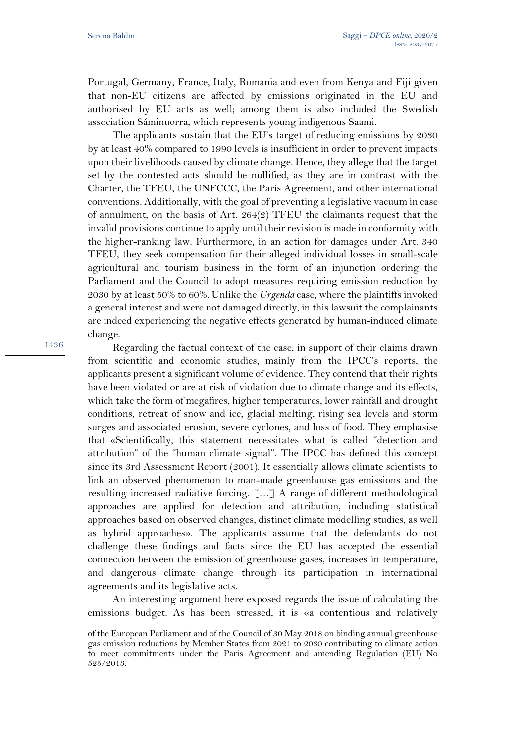Portugal, Germany, France, Italy, Romania and even from Kenya and Fiji given that non-EU citizens are affected by emissions originated in the EU and authorised by EU acts as well; among them is also included the Swedish association Sáminuorra, which represents young indigenous Saami.

The applicants sustain that the EU's target of reducing emissions by 2030 by at least 40% compared to 1990 levels is insufficient in order to prevent impacts upon their livelihoods caused by climate change. Hence, they allege that the target set by the contested acts should be nullified, as they are in contrast with the Charter, the TFEU, the UNFCCC, the Paris Agreement, and other international conventions. Additionally, with the goal of preventing a legislative vacuum in case of annulment, on the basis of Art. 264(2) TFEU the claimants request that the invalid provisions continue to apply until their revision is made in conformity with the higher-ranking law. Furthermore, in an action for damages under Art. 340 TFEU, they seek compensation for their alleged individual losses in small-scale agricultural and tourism business in the form of an injunction ordering the Parliament and the Council to adopt measures requiring emission reduction by 2030 by at least 50% to 60%. Unlike the *Urgenda* case, where the plaintiffs invoked a general interest and were not damaged directly, in this lawsuit the complainants are indeed experiencing the negative effects generated by human-induced climate change.

Regarding the factual context of the case, in support of their claims drawn from scientific and economic studies, mainly from the IPCC's reports, the applicants present a significant volume of evidence. They contend that their rights have been violated or are at risk of violation due to climate change and its effects, which take the form of megafires, higher temperatures, lower rainfall and drought conditions, retreat of snow and ice, glacial melting, rising sea levels and storm surges and associated erosion, severe cyclones, and loss of food. They emphasise that «Scientifically, this statement necessitates what is called "detection and attribution" of the "human climate signal". The IPCC has defined this concept since its 3rd Assessment Report (2001). It essentially allows climate scientists to link an observed phenomenon to man-made greenhouse gas emissions and the resulting increased radiative forcing. […] A range of different methodological approaches are applied for detection and attribution, including statistical approaches based on observed changes, distinct climate modelling studies, as well as hybrid approaches». The applicants assume that the defendants do not challenge these findings and facts since the EU has accepted the essential connection between the emission of greenhouse gases, increases in temperature, and dangerous climate change through its participation in international agreements and its legislative acts.

An interesting argument here exposed regards the issue of calculating the emissions budget. As has been stressed, it is «a contentious and relatively

---

of the European Parliament and of the Council of 30 May 2018 on binding annual greenhouse gas emission reductions by Member States from 2021 to 2030 contributing to climate action to meet commitments under the Paris Agreement and amending Regulation (EU) No 525/2013.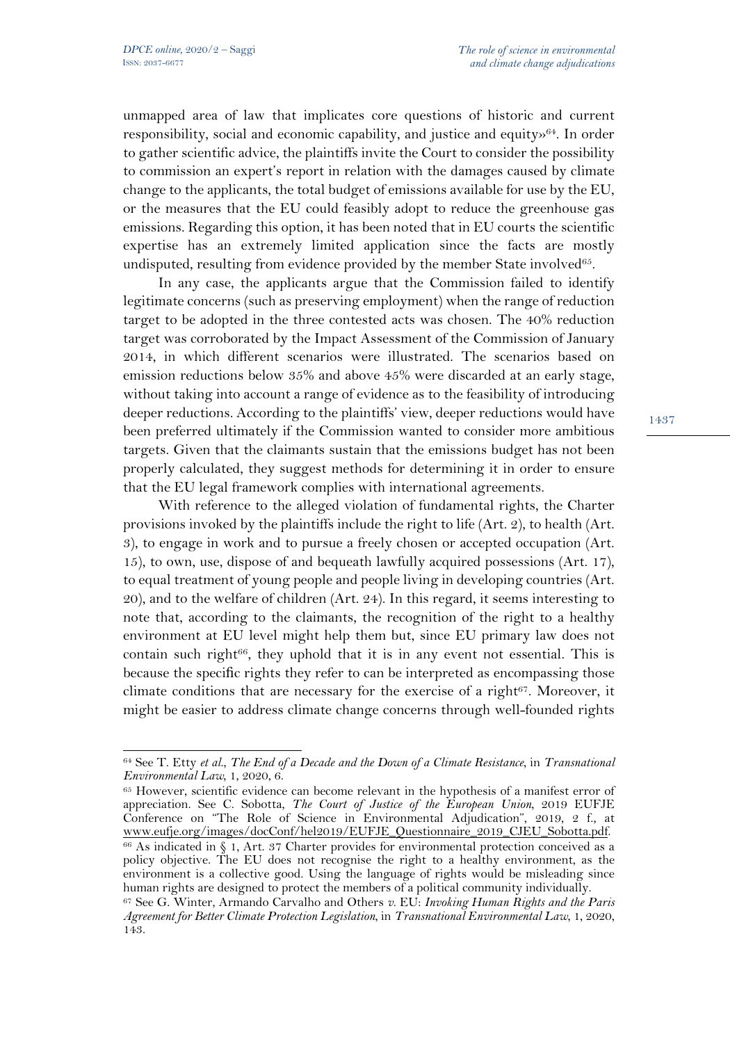unmapped area of law that implicates core questions of historic and current responsibility, social and economic capability, and justice and equity»[64]. In order to gather scientific advice, the plaintiffs invite the Court to consider the possibility to commission an expert's report in relation with the damages caused by climate change to the applicants, the total budget of emissions available for use by the EU, or the measures that the EU could feasibly adopt to reduce the greenhouse gas emissions. Regarding this option, it has been noted that in EU courts the scientific expertise has an extremely limited application since the facts are mostly undisputed, resulting from evidence provided by the member State involved[65].

In any case, the applicants argue that the Commission failed to identify legitimate concerns (such as preserving employment) when the range of reduction target to be adopted in the three contested acts was chosen. The 40% reduction target was corroborated by the Impact Assessment of the Commission of January 2014, in which different scenarios were illustrated. The scenarios based on emission reductions below 35% and above 45% were discarded at an early stage, without taking into account a range of evidence as to the feasibility of introducing deeper reductions. According to the plaintiffs' view, deeper reductions would have been preferred ultimately if the Commission wanted to consider more ambitious targets. Given that the claimants sustain that the emissions budget has not been properly calculated, they suggest methods for determining it in order to ensure that the EU legal framework complies with international agreements.

With reference to the alleged violation of fundamental rights, the Charter provisions invoked by the plaintiffs include the right to life (Art. 2), to health (Art. 3), to engage in work and to pursue a freely chosen or accepted occupation (Art. 15), to own, use, dispose of and bequeath lawfully acquired possessions (Art. 17), to equal treatment of young people and people living in developing countries (Art. 20), and to the welfare of children (Art. 24). In this regard, it seems interesting to note that, according to the claimants, the recognition of the right to a healthy environment at EU level might help them but, since EU primary law does not contain such right[66], they uphold that it is in any event not essential. This is because the specific rights they refer to can be interpreted as encompassing those climate conditions that are necessary for the exercise of a right[67]. Moreover, it might be easier to address climate change concerns through well-founded rights

---

[64] See T. Etty *et al.*, *The End of a Decade and the Down of a Climate Resistance*, in *Transnational Environmental Law*, 1, 2020, 6.

[65] However, scientific evidence can become relevant in the hypothesis of a manifest error of appreciation. See C. Sobotta, *The Court of Justice of the European Union*, 2019 EUFJE Conference on "The Role of Science in Environmental Adjudication", 2019, 2 f., at www.eufje.org/images/docConf/hel2019/EUFJE_Questionnaire_2019_CJEU_Sobotta.pdf.

[66] As indicated in § 1, Art. 37 Charter provides for environmental protection conceived as a policy objective. The EU does not recognise the right to a healthy environment, as the environment is a collective good. Using the language of rights would be misleading since human rights are designed to protect the members of a political community individually.

[67] See G. Winter, Armando Carvalho and Others *v.* EU: *Invoking Human Rights and the Paris Agreement for Better Climate Protection Legislation*, in *Transnational Environmental Law*, 1, 2020, 143.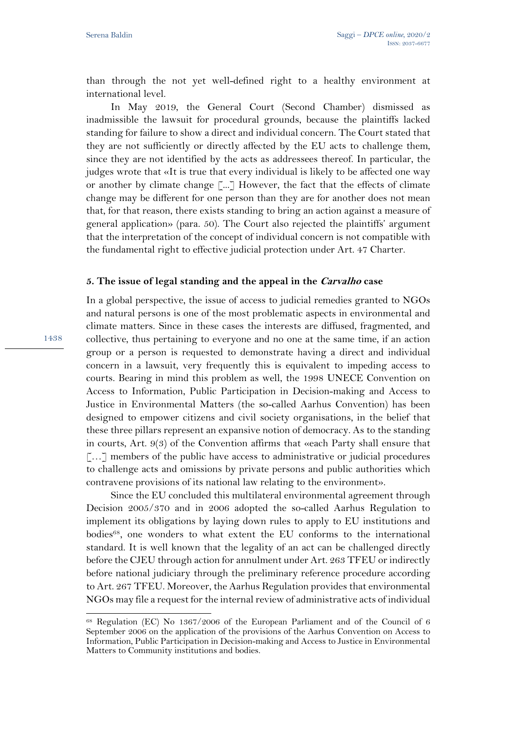than through the not yet well-defined right to a healthy environment at international level.

In May 2019, the General Court (Second Chamber) dismissed as inadmissible the lawsuit for procedural grounds, because the plaintiffs lacked standing for failure to show a direct and individual concern. The Court stated that they are not sufficiently or directly affected by the EU acts to challenge them, since they are not identified by the acts as addressees thereof. In particular, the judges wrote that «It is true that every individual is likely to be affected one way or another by climate change [...] However, the fact that the effects of climate change may be different for one person than they are for another does not mean that, for that reason, there exists standing to bring an action against a measure of general application» (para. 50). The Court also rejected the plaintiffs' argument that the interpretation of the concept of individual concern is not compatible with the fundamental right to effective judicial protection under Art. 47 Charter.

## 5. The issue of legal standing and the appeal in the *Carvalho* case

In a global perspective, the issue of access to judicial remedies granted to NGOs and natural persons is one of the most problematic aspects in environmental and climate matters. Since in these cases the interests are diffused, fragmented, and collective, thus pertaining to everyone and no one at the same time, if an action group or a person is requested to demonstrate having a direct and individual concern in a lawsuit, very frequently this is equivalent to impeding access to courts. Bearing in mind this problem as well, the 1998 UNECE Convention on Access to Information, Public Participation in Decision-making and Access to Justice in Environmental Matters (the so-called Aarhus Convention) has been designed to empower citizens and civil society organisations, in the belief that these three pillars represent an expansive notion of democracy. As to the standing in courts, Art. 9(3) of the Convention affirms that «each Party shall ensure that […] members of the public have access to administrative or judicial procedures to challenge acts and omissions by private persons and public authorities which contravene provisions of its national law relating to the environment».

Since the EU concluded this multilateral environmental agreement through Decision 2005/370 and in 2006 adopted the so-called Aarhus Regulation to implement its obligations by laying down rules to apply to EU institutions and bodies[68], one wonders to what extent the EU conforms to the international standard. It is well known that the legality of an act can be challenged directly before the CJEU through action for annulment under Art. 263 TFEU or indirectly before national judiciary through the preliminary reference procedure according to Art. 267 TFEU. Moreover, the Aarhus Regulation provides that environmental NGOs may file a request for the internal review of administrative acts of individual

[68] Regulation (EC) No 1367/2006 of the European Parliament and of the Council of 6 September 2006 on the application of the provisions of the Aarhus Convention on Access to Information, Public Participation in Decision-making and Access to Justice in Environmental Matters to Community institutions and bodies.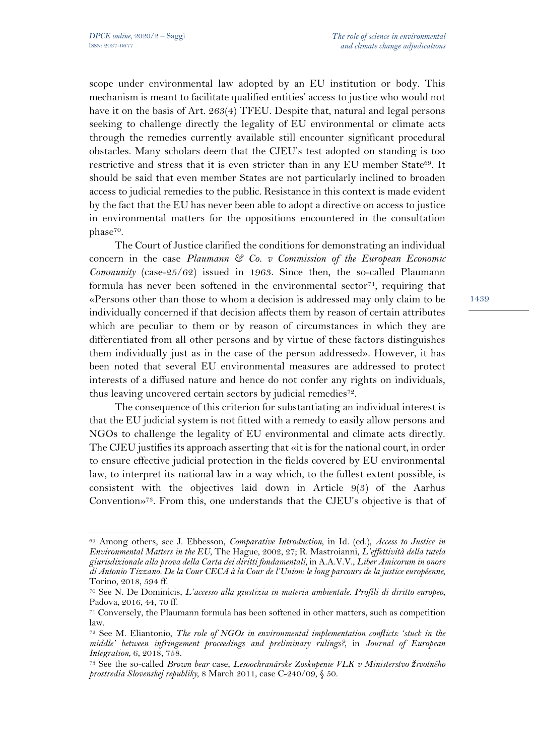scope under environmental law adopted by an EU institution or body. This mechanism is meant to facilitate qualified entities' access to justice who would not have it on the basis of Art. 263(4) TFEU. Despite that, natural and legal persons seeking to challenge directly the legality of EU environmental or climate acts through the remedies currently available still encounter significant procedural obstacles. Many scholars deem that the CJEU's test adopted on standing is too restrictive and stress that it is even stricter than in any EU member State[69]. It should be said that even member States are not particularly inclined to broaden access to judicial remedies to the public. Resistance in this context is made evident by the fact that the EU has never been able to adopt a directive on access to justice in environmental matters for the oppositions encountered in the consultation phase[70].

The Court of Justice clarified the conditions for demonstrating an individual concern in the case *Plaumann & Co. v Commission of the European Economic Community* (case-25/62) issued in 1963. Since then, the so-called Plaumann formula has never been softened in the environmental sector[71], requiring that «Persons other than those to whom a decision is addressed may only claim to be individually concerned if that decision affects them by reason of certain attributes which are peculiar to them or by reason of circumstances in which they are differentiated from all other persons and by virtue of these factors distinguishes them individually just as in the case of the person addressed». However, it has been noted that several EU environmental measures are addressed to protect interests of a diffused nature and hence do not confer any rights on individuals, thus leaving uncovered certain sectors by judicial remedies[72].

The consequence of this criterion for substantiating an individual interest is that the EU judicial system is not fitted with a remedy to easily allow persons and NGOs to challenge the legality of EU environmental and climate acts directly. The CJEU justifies its approach asserting that «it is for the national court, in order to ensure effective judicial protection in the fields covered by EU environmental law, to interpret its national law in a way which, to the fullest extent possible, is consistent with the objectives laid down in Article 9(3) of the Aarhus Convention»[73]. From this, one understands that the CJEU's objective is that of

---

[69] Among others, see J. Ebbesson, *Comparative Introduction*, in Id. (ed.), *Access to Justice in Environmental Matters in the EU*, The Hague, 2002, 27; R. Mastroianni, *L'effettività della tutela giurisdizionale alla prova della Carta dei diritti fondamentali*, in A.A.V.V., *Liber Amicorum in onore di Antonio Tizzano. De la Cour CECA à la Cour de l'Union: le long parcours de la justice européenne*, Torino, 2018, 594 ff.

[70] See N. De Dominicis, *L'accesso alla giustizia in materia ambientale. Profili di diritto europeo*, Padova, 2016, 44, 70 ff.

[71] Conversely, the Plaumann formula has been softened in other matters, such as competition law.

[72] See M. Eliantonio, *The role of NGOs in environmental implementation conflicts: 'stuck in the middle' between infringement proceedings and preliminary rulings?*, in *Journal of European Integration*, 6, 2018, 758.

[73] See the so-called *Brown bear* case, *Lesoochranárske Zoskupenie VLK v Ministerstvo životného prostredia Slovenskej republiky*, 8 March 2011, case C-240/09, § 50.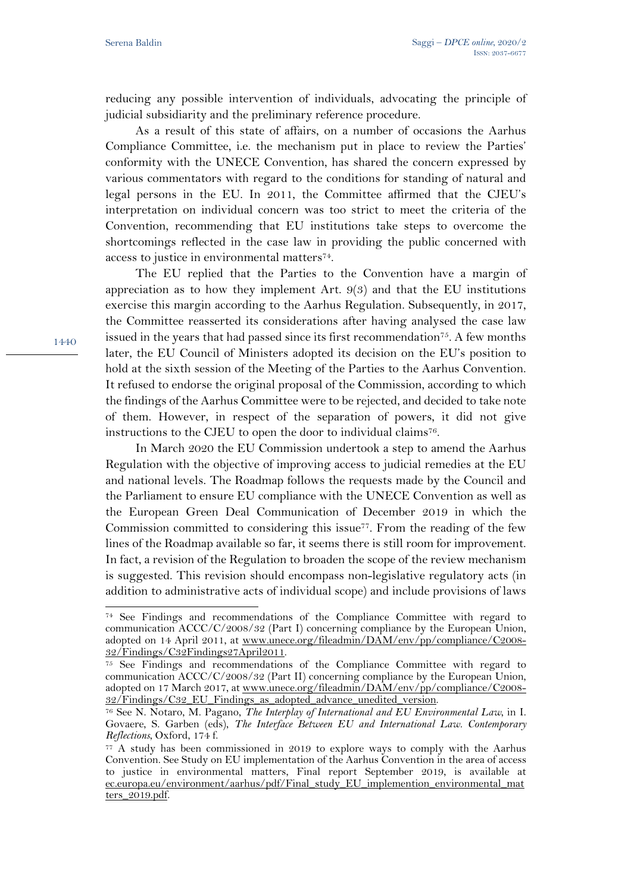reducing any possible intervention of individuals, advocating the principle of judicial subsidiarity and the preliminary reference procedure.

As a result of this state of affairs, on a number of occasions the Aarhus Compliance Committee, i.e. the mechanism put in place to review the Parties' conformity with the UNECE Convention, has shared the concern expressed by various commentators with regard to the conditions for standing of natural and legal persons in the EU. In 2011, the Committee affirmed that the CJEU's interpretation on individual concern was too strict to meet the criteria of the Convention, recommending that EU institutions take steps to overcome the shortcomings reflected in the case law in providing the public concerned with access to justice in environmental matters[74].

The EU replied that the Parties to the Convention have a margin of appreciation as to how they implement Art. 9(3) and that the EU institutions exercise this margin according to the Aarhus Regulation. Subsequently, in 2017, the Committee reasserted its considerations after having analysed the case law issued in the years that had passed since its first recommendation[75]. A few months later, the EU Council of Ministers adopted its decision on the EU's position to hold at the sixth session of the Meeting of the Parties to the Aarhus Convention. It refused to endorse the original proposal of the Commission, according to which the findings of the Aarhus Committee were to be rejected, and decided to take note of them. However, in respect of the separation of powers, it did not give instructions to the CJEU to open the door to individual claims[76].

In March 2020 the EU Commission undertook a step to amend the Aarhus Regulation with the objective of improving access to judicial remedies at the EU and national levels. The Roadmap follows the requests made by the Council and the Parliament to ensure EU compliance with the UNECE Convention as well as the European Green Deal Communication of December 2019 in which the Commission committed to considering this issue[77]. From the reading of the few lines of the Roadmap available so far, it seems there is still room for improvement. In fact, a revision of the Regulation to broaden the scope of the review mechanism is suggested. This revision should encompass non-legislative regulatory acts (in addition to administrative acts of individual scope) and include provisions of laws

---

[74] See Findings and recommendations of the Compliance Committee with regard to communication ACCC/C/2008/32 (Part I) concerning compliance by the European Union, adopted on 14 April 2011, at www.unece.org/fileadmin/DAM/env/pp/compliance/C2008-32/Findings/C32Findings27April2011.

[75] See Findings and recommendations of the Compliance Committee with regard to communication ACCC/C/2008/32 (Part II) concerning compliance by the European Union, adopted on 17 March 2017, at www.unece.org/fileadmin/DAM/env/pp/compliance/C2008-32/Findings/C32_EU_Findings_as_adopted_advance_unedited_version.

[76] See N. Notaro, M. Pagano, *The Interplay of International and EU Environmental Law*, in I. Govaere, S. Garben (eds), *The Interface Between EU and International Law. Contemporary Reflections*, Oxford, 174 f.

[77] A study has been commissioned in 2019 to explore ways to comply with the Aarhus Convention. See Study on EU implementation of the Aarhus Convention in the area of access to justice in environmental matters, Final report September 2019, is available at ec.europa.eu/environment/aarhus/pdf/Final_study_EU_implemention_environmental_matters_2019.pdf.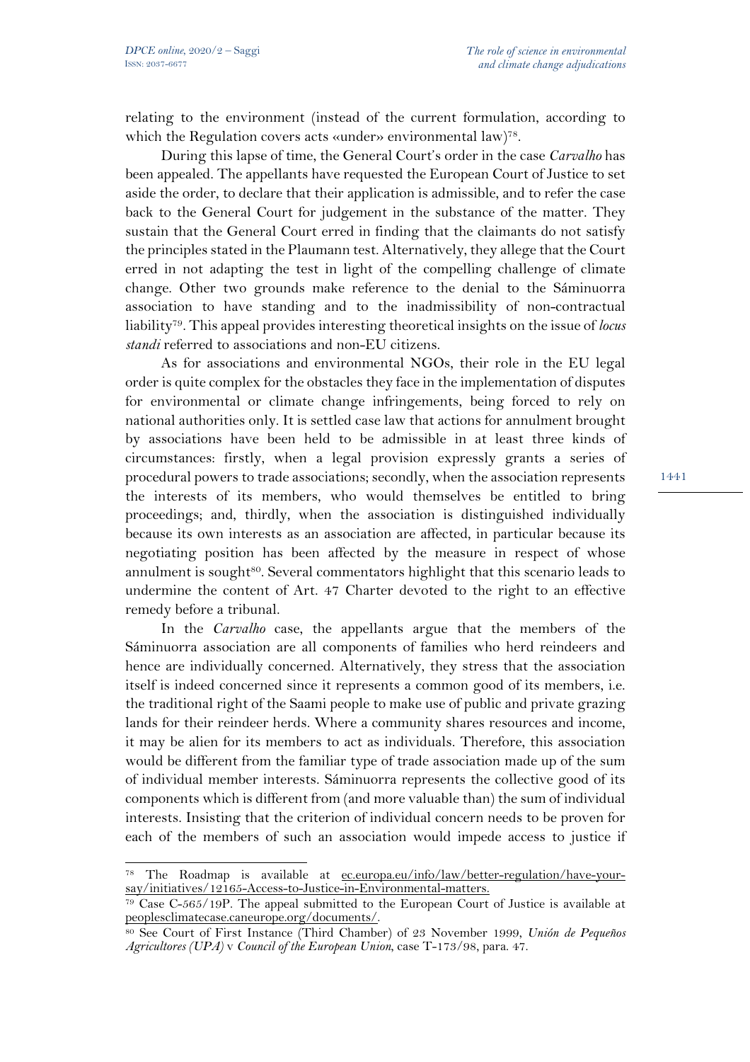relating to the environment (instead of the current formulation, according to which the Regulation covers acts «under» environmental law)[78].

During this lapse of time, the General Court's order in the case *Carvalho* has been appealed. The appellants have requested the European Court of Justice to set aside the order, to declare that their application is admissible, and to refer the case back to the General Court for judgement in the substance of the matter. They sustain that the General Court erred in finding that the claimants do not satisfy the principles stated in the Plaumann test. Alternatively, they allege that the Court erred in not adapting the test in light of the compelling challenge of climate change. Other two grounds make reference to the denial to the Sáminuorra association to have standing and to the inadmissibility of non-contractual liability[79]. This appeal provides interesting theoretical insights on the issue of *locus standi* referred to associations and non-EU citizens.

As for associations and environmental NGOs, their role in the EU legal order is quite complex for the obstacles they face in the implementation of disputes for environmental or climate change infringements, being forced to rely on national authorities only. It is settled case law that actions for annulment brought by associations have been held to be admissible in at least three kinds of circumstances: firstly, when a legal provision expressly grants a series of procedural powers to trade associations; secondly, when the association represents the interests of its members, who would themselves be entitled to bring proceedings; and, thirdly, when the association is distinguished individually because its own interests as an association are affected, in particular because its negotiating position has been affected by the measure in respect of whose annulment is sought[80]. Several commentators highlight that this scenario leads to undermine the content of Art. 47 Charter devoted to the right to an effective remedy before a tribunal.

In the *Carvalho* case, the appellants argue that the members of the Sáminuorra association are all components of families who herd reindeers and hence are individually concerned. Alternatively, they stress that the association itself is indeed concerned since it represents a common good of its members, i.e. the traditional right of the Saami people to make use of public and private grazing lands for their reindeer herds. Where a community shares resources and income, it may be alien for its members to act as individuals. Therefore, this association would be different from the familiar type of trade association made up of the sum of individual member interests. Sáminuorra represents the collective good of its components which is different from (and more valuable than) the sum of individual interests. Insisting that the criterion of individual concern needs to be proven for each of the members of such an association would impede access to justice if

---

[78] The Roadmap is available at ec.europa.eu/info/law/better-regulation/have-your-say/initiatives/12165-Access-to-Justice-in-Environmental-matters.

[79] Case C-565/19P. The appeal submitted to the European Court of Justice is available at peoplesclimatecase.caneurope.org/documents/.

[80] See Court of First Instance (Third Chamber) of 23 November 1999, *Unión de Pequeños Agricultores (UPA)* v *Council of the European Union*, case T-173/98, para. 47.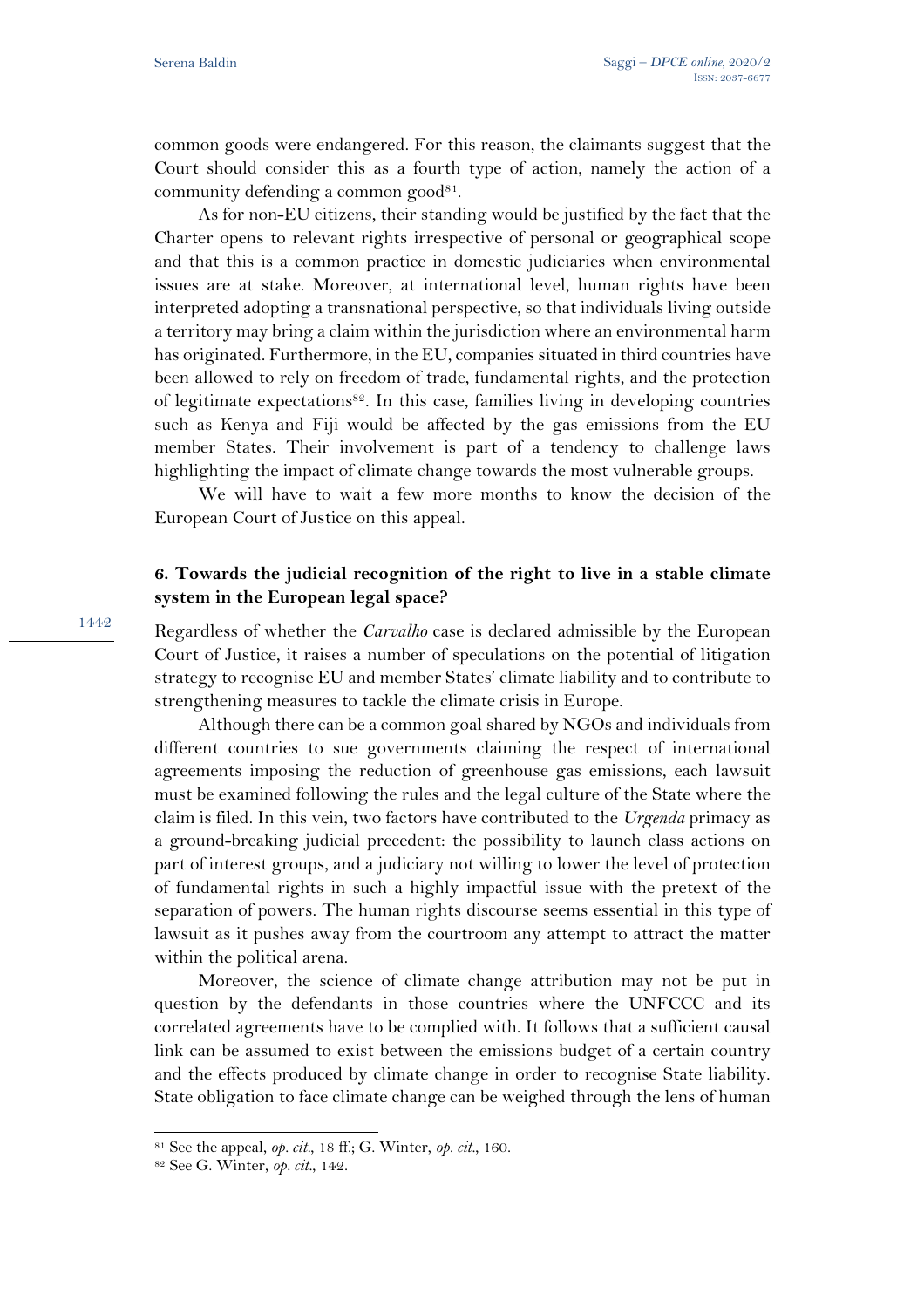common goods were endangered. For this reason, the claimants suggest that the Court should consider this as a fourth type of action, namely the action of a community defending a common good[81].

As for non-EU citizens, their standing would be justified by the fact that the Charter opens to relevant rights irrespective of personal or geographical scope and that this is a common practice in domestic judiciaries when environmental issues are at stake. Moreover, at international level, human rights have been interpreted adopting a transnational perspective, so that individuals living outside a territory may bring a claim within the jurisdiction where an environmental harm has originated. Furthermore, in the EU, companies situated in third countries have been allowed to rely on freedom of trade, fundamental rights, and the protection of legitimate expectations[82]. In this case, families living in developing countries such as Kenya and Fiji would be affected by the gas emissions from the EU member States. Their involvement is part of a tendency to challenge laws highlighting the impact of climate change towards the most vulnerable groups.

We will have to wait a few more months to know the decision of the European Court of Justice on this appeal.

## 6. Towards the judicial recognition of the right to live in a stable climate system in the European legal space?

Regardless of whether the *Carvalho* case is declared admissible by the European Court of Justice, it raises a number of speculations on the potential of litigation strategy to recognise EU and member States' climate liability and to contribute to strengthening measures to tackle the climate crisis in Europe.

Although there can be a common goal shared by NGOs and individuals from different countries to sue governments claiming the respect of international agreements imposing the reduction of greenhouse gas emissions, each lawsuit must be examined following the rules and the legal culture of the State where the claim is filed. In this vein, two factors have contributed to the *Urgenda* primacy as a ground-breaking judicial precedent: the possibility to launch class actions on part of interest groups, and a judiciary not willing to lower the level of protection of fundamental rights in such a highly impactful issue with the pretext of the separation of powers. The human rights discourse seems essential in this type of lawsuit as it pushes away from the courtroom any attempt to attract the matter within the political arena.

Moreover, the science of climate change attribution may not be put in question by the defendants in those countries where the UNFCCC and its correlated agreements have to be complied with. It follows that a sufficient causal link can be assumed to exist between the emissions budget of a certain country and the effects produced by climate change in order to recognise State liability. State obligation to face climate change can be weighed through the lens of human

---

[81] See the appeal, *op. cit.*, 18 ff.; G. Winter, *op. cit.*, 160.

[82] See G. Winter, *op. cit.*, 142.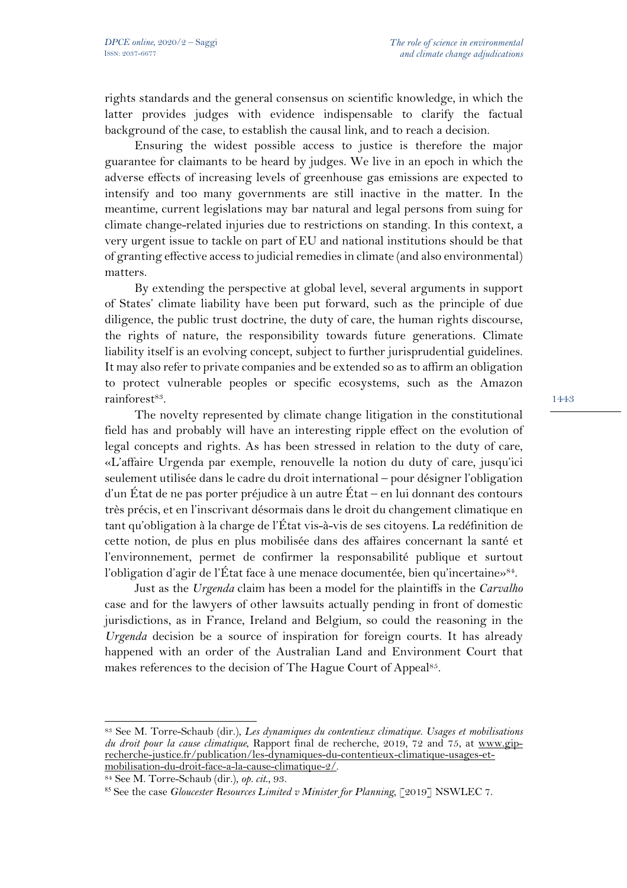rights standards and the general consensus on scientific knowledge, in which the latter provides judges with evidence indispensable to clarify the factual background of the case, to establish the causal link, and to reach a decision.

Ensuring the widest possible access to justice is therefore the major guarantee for claimants to be heard by judges. We live in an epoch in which the adverse effects of increasing levels of greenhouse gas emissions are expected to intensify and too many governments are still inactive in the matter. In the meantime, current legislations may bar natural and legal persons from suing for climate change-related injuries due to restrictions on standing. In this context, a very urgent issue to tackle on part of EU and national institutions should be that of granting effective access to judicial remedies in climate (and also environmental) matters.

By extending the perspective at global level, several arguments in support of States' climate liability have been put forward, such as the principle of due diligence, the public trust doctrine, the duty of care, the human rights discourse, the rights of nature, the responsibility towards future generations. Climate liability itself is an evolving concept, subject to further jurisprudential guidelines. It may also refer to private companies and be extended so as to affirm an obligation to protect vulnerable peoples or specific ecosystems, such as the Amazon rainforest[83].

The novelty represented by climate change litigation in the constitutional field has and probably will have an interesting ripple effect on the evolution of legal concepts and rights. As has been stressed in relation to the duty of care, «L'affaire Urgenda par exemple, renouvelle la notion du duty of care, jusqu'ici seulement utilisée dans le cadre du droit international – pour désigner l'obligation d'un État de ne pas porter préjudice à un autre État – en lui donnant des contours très précis, et en l'inscrivant désormais dans le droit du changement climatique en tant qu'obligation à la charge de l'État vis-à-vis de ses citoyens. La redéfinition de cette notion, de plus en plus mobilisée dans des affaires concernant la santé et l'environnement, permet de confirmer la responsabilité publique et surtout l'obligation d'agir de l'État face à une menace documentée, bien qu'incertaine»[84].

Just as the *Urgenda* claim has been a model for the plaintiffs in the *Carvalho* case and for the lawyers of other lawsuits actually pending in front of domestic jurisdictions, as in France, Ireland and Belgium, so could the reasoning in the *Urgenda* decision be a source of inspiration for foreign courts. It has already happened with an order of the Australian Land and Environment Court that makes references to the decision of The Hague Court of Appeal[85].

---

[83] See M. Torre-Schaub (dir.), *Les dynamiques du contentieux climatique. Usages et mobilisations du droit pour la cause climatique*, Rapport final de recherche, 2019, 72 and 75, at www.gip-recherche-justice.fr/publication/les-dynamiques-du-contentieux-climatique-usages-et-mobilisation-du-droit-face-a-la-cause-climatique-2/.

[84] See M. Torre-Schaub (dir.), *op. cit.*, 93.

[85] See the case *Gloucester Resources Limited v Minister for Planning*, [2019] NSWLEC 7.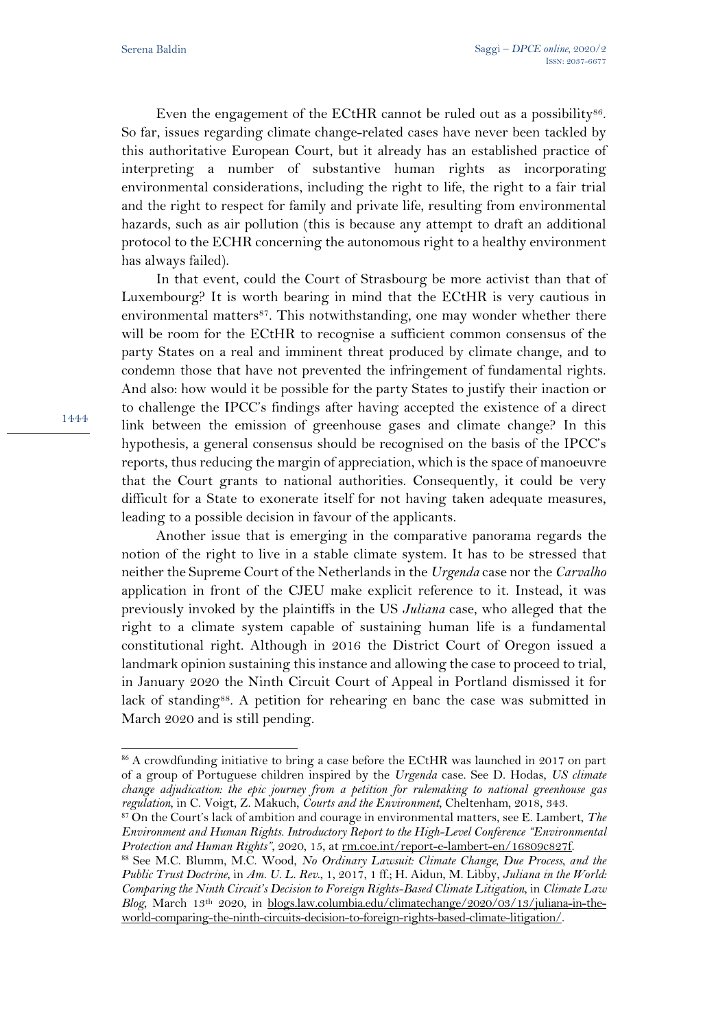Even the engagement of the ECtHR cannot be ruled out as a possibility[86]. So far, issues regarding climate change-related cases have never been tackled by this authoritative European Court, but it already has an established practice of interpreting a number of substantive human rights as incorporating environmental considerations, including the right to life, the right to a fair trial and the right to respect for family and private life, resulting from environmental hazards, such as air pollution (this is because any attempt to draft an additional protocol to the ECHR concerning the autonomous right to a healthy environment has always failed).

In that event, could the Court of Strasbourg be more activist than that of Luxembourg? It is worth bearing in mind that the ECtHR is very cautious in environmental matters[87]. This notwithstanding, one may wonder whether there will be room for the ECtHR to recognise a sufficient common consensus of the party States on a real and imminent threat produced by climate change, and to condemn those that have not prevented the infringement of fundamental rights. And also: how would it be possible for the party States to justify their inaction or to challenge the IPCC's findings after having accepted the existence of a direct link between the emission of greenhouse gases and climate change? In this hypothesis, a general consensus should be recognised on the basis of the IPCC's reports, thus reducing the margin of appreciation, which is the space of manoeuvre that the Court grants to national authorities. Consequently, it could be very difficult for a State to exonerate itself for not having taken adequate measures, leading to a possible decision in favour of the applicants.

Another issue that is emerging in the comparative panorama regards the notion of the right to live in a stable climate system. It has to be stressed that neither the Supreme Court of the Netherlands in the *Urgenda* case nor the *Carvalho* application in front of the CJEU make explicit reference to it. Instead, it was previously invoked by the plaintiffs in the US *Juliana* case, who alleged that the right to a climate system capable of sustaining human life is a fundamental constitutional right. Although in 2016 the District Court of Oregon issued a landmark opinion sustaining this instance and allowing the case to proceed to trial, in January 2020 the Ninth Circuit Court of Appeal in Portland dismissed it for lack of standing[88]. A petition for rehearing en banc the case was submitted in March 2020 and is still pending.

---

[86] A crowdfunding initiative to bring a case before the ECtHR was launched in 2017 on part of a group of Portuguese children inspired by the *Urgenda* case. See D. Hodas, *US climate change adjudication: the epic journey from a petition for rulemaking to national greenhouse gas regulation*, in C. Voigt, Z. Makuch, *Courts and the Environment*, Cheltenham, 2018, 343.

[87] On the Court's lack of ambition and courage in environmental matters, see E. Lambert, *The Environment and Human Rights. Introductory Report to the High-Level Conference "Environmental Protection and Human Rights"*, 2020, 15, at rm.coe.int/report-e-lambert-en/16809c827f.

[88] See M.C. Blumm, M.C. Wood, *No Ordinary Lawsuit: Climate Change, Due Process, and the Public Trust Doctrine*, in *Am. U. L. Rev.*, 1, 2017, 1 ff.; H. Aidun, M. Libby, *Juliana in the World: Comparing the Ninth Circuit's Decision to Foreign Rights-Based Climate Litigation*, in *Climate Law Blog*, March 13th 2020, in blogs.law.columbia.edu/climatechange/2020/03/13/juliana-in-the-world-comparing-the-ninth-circuits-decision-to-foreign-rights-based-climate-litigation/.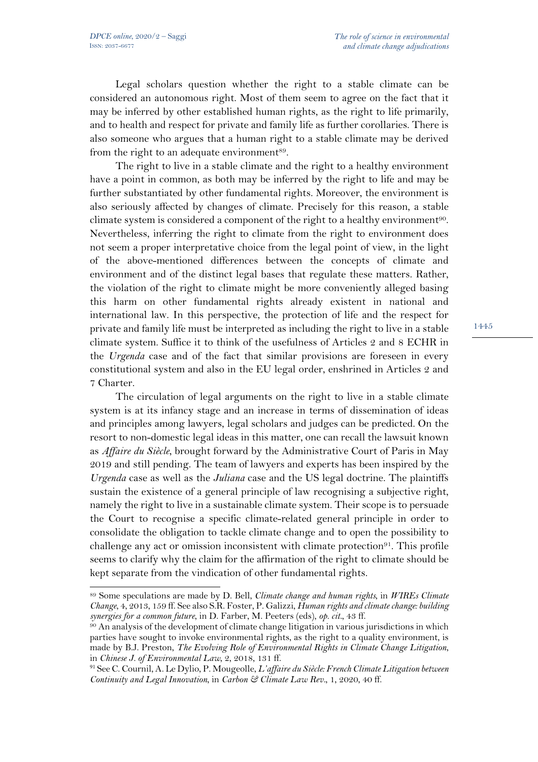Legal scholars question whether the right to a stable climate can be considered an autonomous right. Most of them seem to agree on the fact that it may be inferred by other established human rights, as the right to life primarily, and to health and respect for private and family life as further corollaries. There is also someone who argues that a human right to a stable climate may be derived from the right to an adequate environment[89].

The right to live in a stable climate and the right to a healthy environment have a point in common, as both may be inferred by the right to life and may be further substantiated by other fundamental rights. Moreover, the environment is also seriously affected by changes of climate. Precisely for this reason, a stable climate system is considered a component of the right to a healthy environment[90]. Nevertheless, inferring the right to climate from the right to environment does not seem a proper interpretative choice from the legal point of view, in the light of the above-mentioned differences between the concepts of climate and environment and of the distinct legal bases that regulate these matters. Rather, the violation of the right to climate might be more conveniently alleged basing this harm on other fundamental rights already existent in national and international law. In this perspective, the protection of life and the respect for private and family life must be interpreted as including the right to live in a stable climate system. Suffice it to think of the usefulness of Articles 2 and 8 ECHR in the *Urgenda* case and of the fact that similar provisions are foreseen in every constitutional system and also in the EU legal order, enshrined in Articles 2 and 7 Charter.

The circulation of legal arguments on the right to live in a stable climate system is at its infancy stage and an increase in terms of dissemination of ideas and principles among lawyers, legal scholars and judges can be predicted. On the resort to non-domestic legal ideas in this matter, one can recall the lawsuit known as *Affaire du Siècle*, brought forward by the Administrative Court of Paris in May 2019 and still pending. The team of lawyers and experts has been inspired by the *Urgenda* case as well as the *Juliana* case and the US legal doctrine. The plaintiffs sustain the existence of a general principle of law recognising a subjective right, namely the right to live in a sustainable climate system. Their scope is to persuade the Court to recognise a specific climate-related general principle in order to consolidate the obligation to tackle climate change and to open the possibility to challenge any act or omission inconsistent with climate protection[91]. This profile seems to clarify why the claim for the affirmation of the right to climate should be kept separate from the vindication of other fundamental rights.

---

[89] Some speculations are made by D. Bell, *Climate change and human rights*, in *WIREs Climate Change*, 4, 2013, 159 ff. See also S.R. Foster, P. Galizzi, *Human rights and climate change: building synergies for a common future*, in D. Farber, M. Peeters (eds), *op. cit.*, 43 ff.

[90] An analysis of the development of climate change litigation in various jurisdictions in which parties have sought to invoke environmental rights, as the right to a quality environment, is made by B.J. Preston, *The Evolving Role of Environmental Rights in Climate Change Litigation*, in *Chinese J. of Environmental Law*, 2, 2018, 131 ff.

[91] See C. Cournil, A. Le Dylio, P. Mougeolle, *L'affaire du Siècle: French Climate Litigation between Continuity and Legal Innovation*, in *Carbon & Climate Law Rev.*, 1, 2020, 40 ff.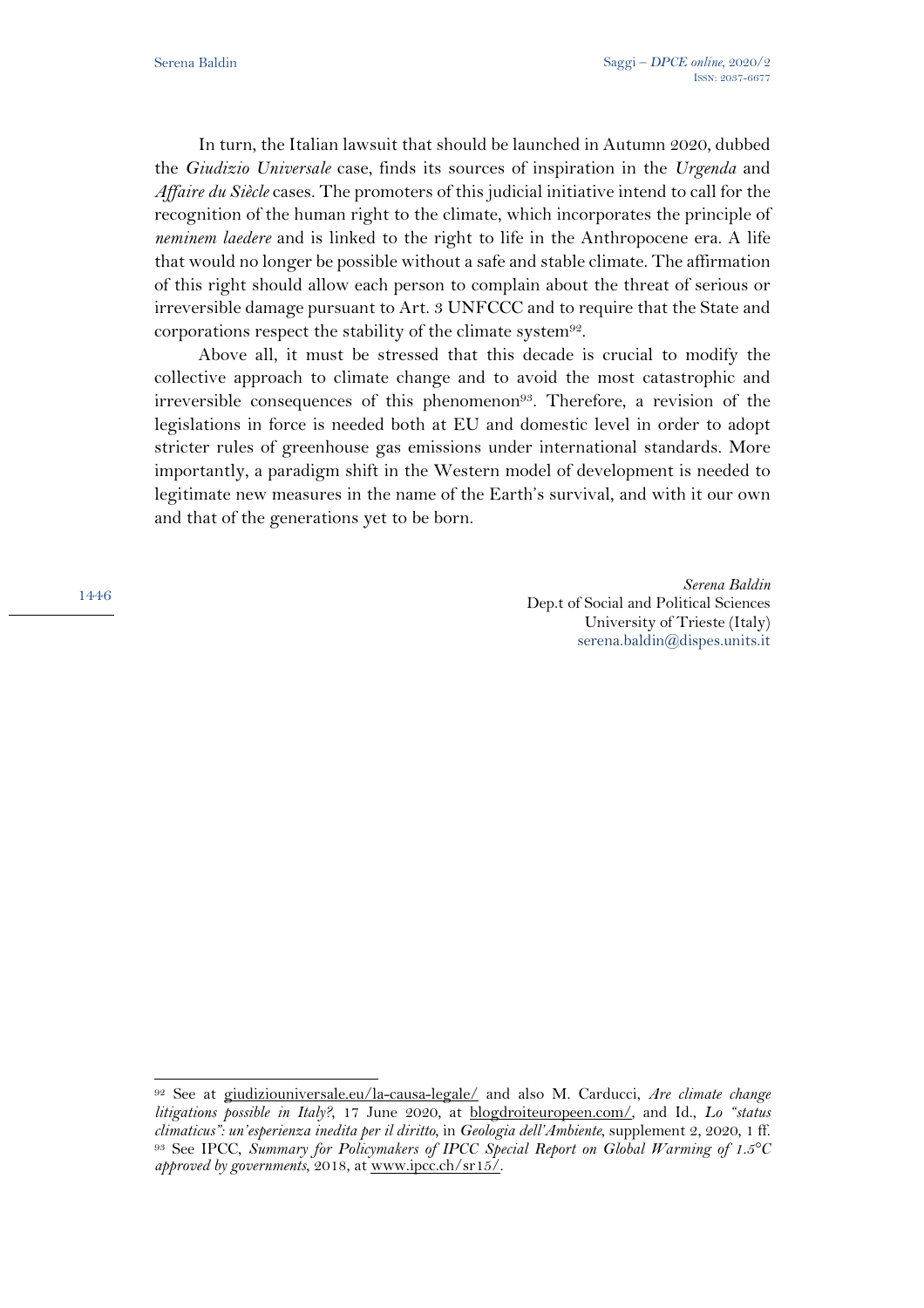In turn, the Italian lawsuit that should be launched in Autumn 2020, dubbed the *Giudizio Universale* case, finds its sources of inspiration in the *Urgenda* and *Affaire du Siècle* cases. The promoters of this judicial initiative intend to call for the recognition of the human right to the climate, which incorporates the principle of *neminem laedere* and is linked to the right to life in the Anthropocene era. A life that would no longer be possible without a safe and stable climate. The affirmation of this right should allow each person to complain about the threat of serious or irreversible damage pursuant to Art. 3 UNFCCC and to require that the State and corporations respect the stability of the climate system[92].

Above all, it must be stressed that this decade is crucial to modify the collective approach to climate change and to avoid the most catastrophic and irreversible consequences of this phenomenon[93]. Therefore, a revision of the legislations in force is needed both at EU and domestic level in order to adopt stricter rules of greenhouse gas emissions under international standards. More importantly, a paradigm shift in the Western model of development is needed to legitimate new measures in the name of the Earth's survival, and with it our own and that of the generations yet to be born.

*Serena Baldin*
Dep.t of Social and Political Sciences
University of Trieste (Italy)
serena.baldin@dispes.units.it

---

[92] See at giudiziouniversale.eu/la-causa-legale/ and also M. Carducci, *Are climate change litigations possible in Italy?*, 17 June 2020, at blogdroiteuropeen.com/, and Id., *Lo "status climaticus": un'esperienza inedita per il diritto*, in *Geologia dell'Ambiente*, supplement 2, 2020, 1 ff.

[93] See IPCC, *Summary for Policymakers of IPCC Special Report on Global Warming of 1.5°C approved by governments*, 2018, at www.ipcc.ch/sr15/.